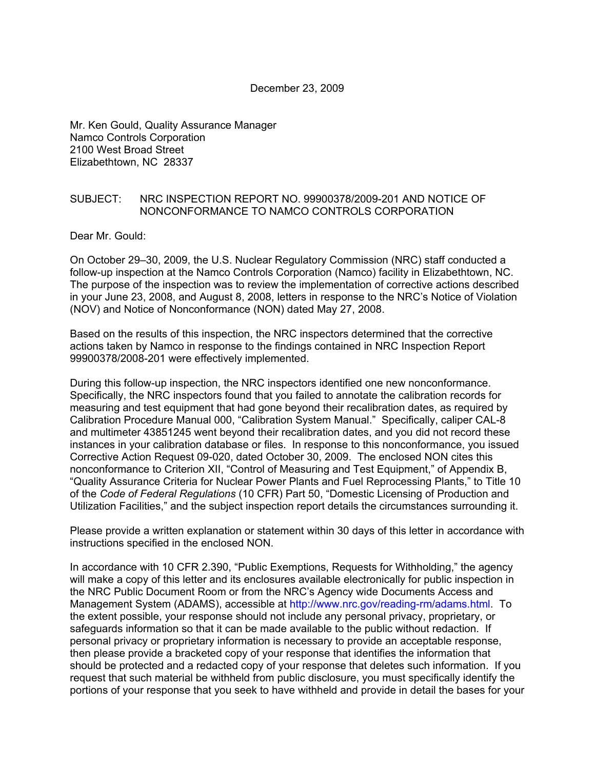December 23, 2009

Mr. Ken Gould, Quality Assurance Manager
Namco Controls Corporation
2100 West Broad Street
Elizabethtown, NC 28337

SUBJECT: NRC INSPECTION REPORT NO. 99900378/2009-201 AND NOTICE OF NONCONFORMANCE TO NAMCO CONTROLS CORPORATION

Dear Mr. Gould:

On October 29–30, 2009, the U.S. Nuclear Regulatory Commission (NRC) staff conducted a follow-up inspection at the Namco Controls Corporation (Namco) facility in Elizabethtown, NC. The purpose of the inspection was to review the implementation of corrective actions described in your June 23, 2008, and August 8, 2008, letters in response to the NRC's Notice of Violation (NOV) and Notice of Nonconformance (NON) dated May 27, 2008.

Based on the results of this inspection, the NRC inspectors determined that the corrective actions taken by Namco in response to the findings contained in NRC Inspection Report 99900378/2008-201 were effectively implemented.

During this follow-up inspection, the NRC inspectors identified one new nonconformance. Specifically, the NRC inspectors found that you failed to annotate the calibration records for measuring and test equipment that had gone beyond their recalibration dates, as required by Calibration Procedure Manual 000, "Calibration System Manual." Specifically, caliper CAL-8 and multimeter 43851245 went beyond their recalibration dates, and you did not record these instances in your calibration database or files. In response to this nonconformance, you issued Corrective Action Request 09-020, dated October 30, 2009. The enclosed NON cites this nonconformance to Criterion XII, "Control of Measuring and Test Equipment," of Appendix B, "Quality Assurance Criteria for Nuclear Power Plants and Fuel Reprocessing Plants," to Title 10 of the *Code of Federal Regulations* (10 CFR) Part 50, "Domestic Licensing of Production and Utilization Facilities," and the subject inspection report details the circumstances surrounding it.

Please provide a written explanation or statement within 30 days of this letter in accordance with instructions specified in the enclosed NON.

In accordance with 10 CFR 2.390, "Public Exemptions, Requests for Withholding," the agency will make a copy of this letter and its enclosures available electronically for public inspection in the NRC Public Document Room or from the NRC's Agency wide Documents Access and Management System (ADAMS), accessible at http://www.nrc.gov/reading-rm/adams.html. To the extent possible, your response should not include any personal privacy, proprietary, or safeguards information so that it can be made available to the public without redaction. If personal privacy or proprietary information is necessary to provide an acceptable response, then please provide a bracketed copy of your response that identifies the information that should be protected and a redacted copy of your response that deletes such information. If you request that such material be withheld from public disclosure, you must specifically identify the portions of your response that you seek to have withheld and provide in detail the bases for your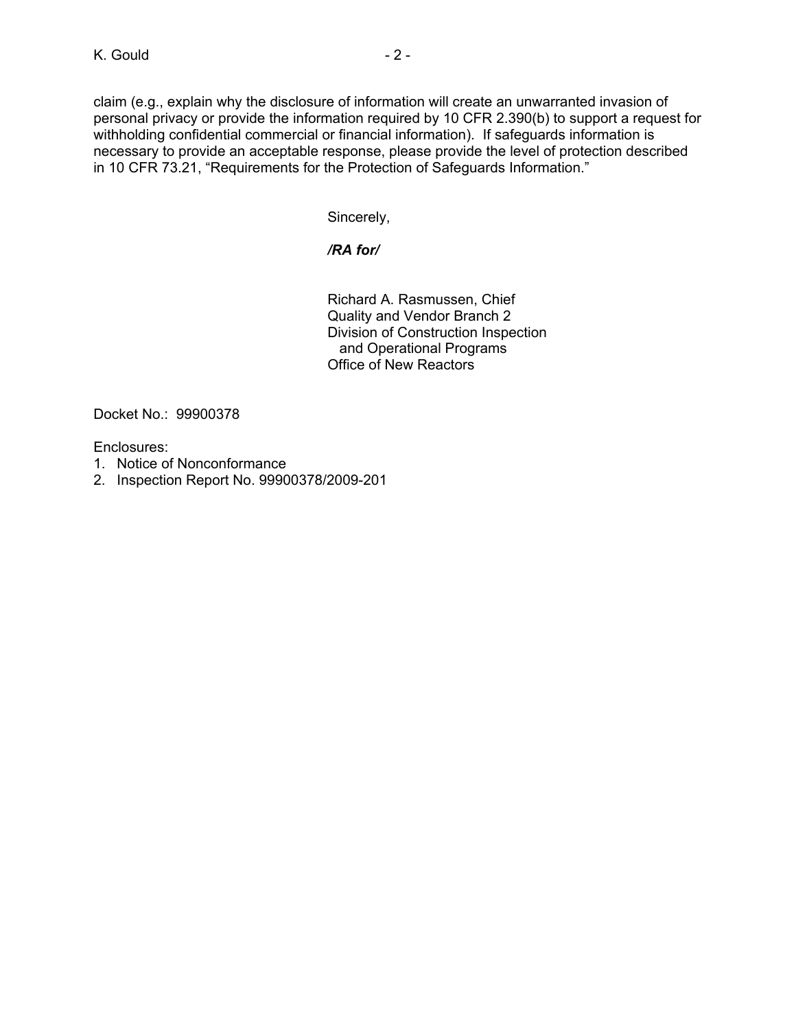claim (e.g., explain why the disclosure of information will create an unwarranted invasion of personal privacy or provide the information required by 10 CFR 2.390(b) to support a request for withholding confidential commercial or financial information). If safeguards information is necessary to provide an acceptable response, please provide the level of protection described in 10 CFR 73.21, "Requirements for the Protection of Safeguards Information."

Sincerely,

***/RA for/***

Richard A. Rasmussen, Chief
Quality and Vendor Branch 2
Division of Construction Inspection
and Operational Programs
Office of New Reactors

Docket No.: 99900378

Enclosures:
1. Notice of Nonconformance
2. Inspection Report No. 99900378/2009-201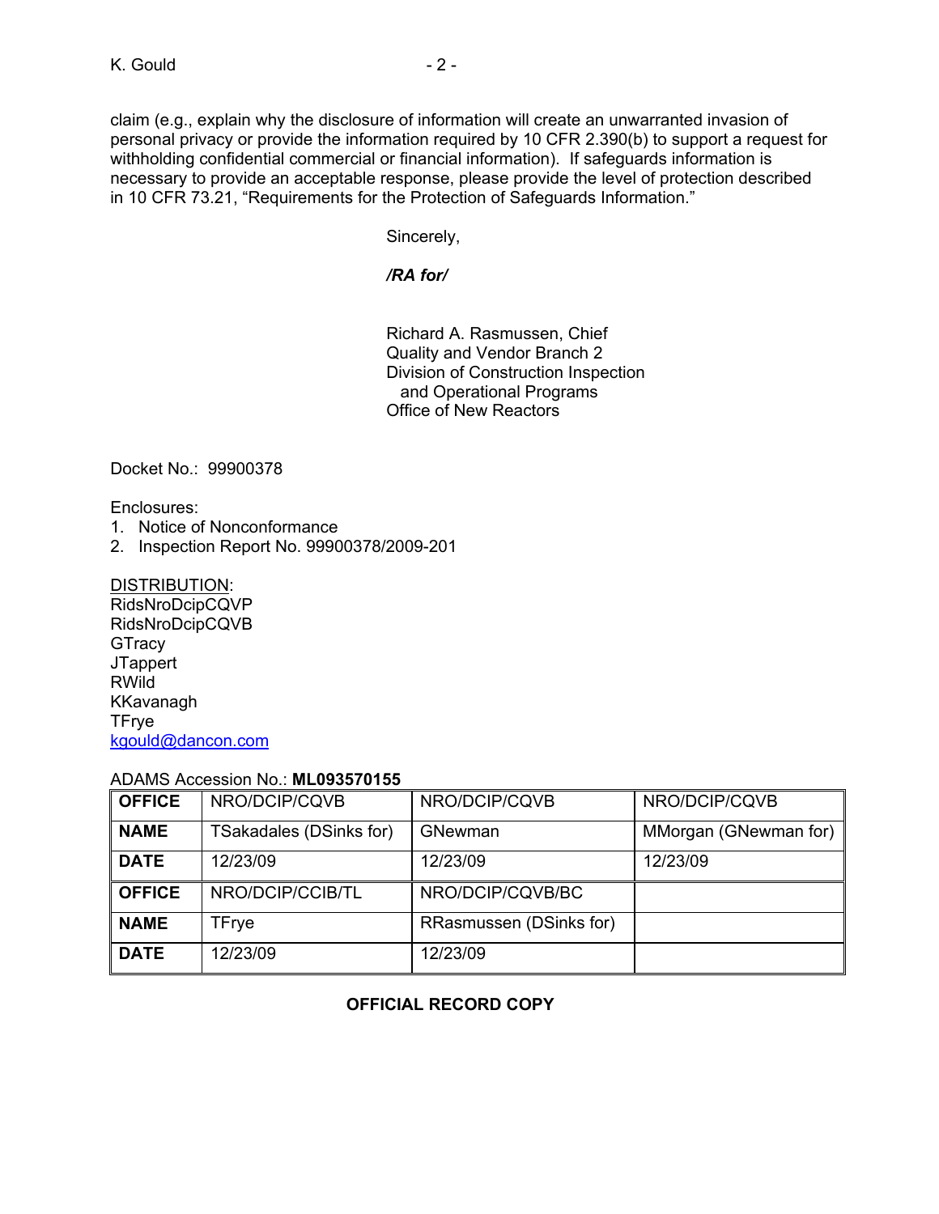claim (e.g., explain why the disclosure of information will create an unwarranted invasion of personal privacy or provide the information required by 10 CFR 2.390(b) to support a request for withholding confidential commercial or financial information). If safeguards information is necessary to provide an acceptable response, please provide the level of protection described in 10 CFR 73.21, "Requirements for the Protection of Safeguards Information."

Sincerely,

*/RA for/*

Richard A. Rasmussen, Chief
Quality and Vendor Branch 2
Division of Construction Inspection
and Operational Programs
Office of New Reactors

Docket No.: 99900378

Enclosures:
1. Notice of Nonconformance
2. Inspection Report No. 99900378/2009-201

DISTRIBUTION:
RidsNroDcipCQVP
RidsNroDcipCQVB
GTracy
JTappert
RWild
KKavanagh
TFrye
kgould@dancon.com

ADAMS Accession No.: **ML093570155**

| **OFFICE** | NRO/DCIP/CQVB | NRO/DCIP/CQVB | NRO/DCIP/CQVB |
|---|---|---|---|
| **NAME** | TSakadales (DSinks for) | GNewman | MMorgan (GNewman for) |
| **DATE** | 12/23/09 | 12/23/09 | 12/23/09 |
| **OFFICE** | NRO/DCIP/CCIB/TL | NRO/DCIP/CQVB/BC | |
| **NAME** | TFrye | RRasmussen (DSinks for) | |
| **DATE** | 12/23/09 | 12/23/09 | |

**OFFICIAL RECORD COPY**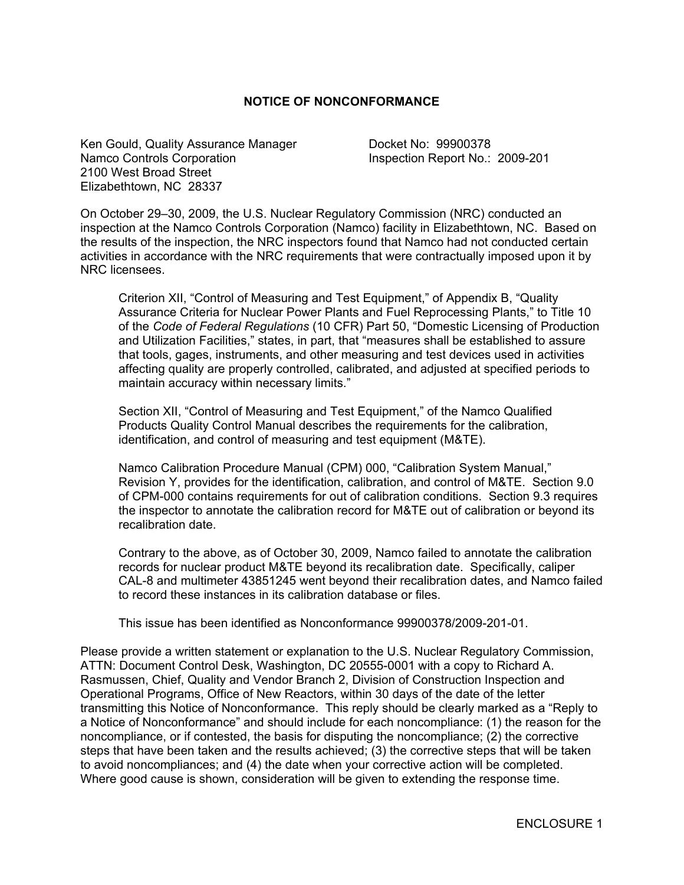## NOTICE OF NONCONFORMANCE

Ken Gould, Quality Assurance Manager
Namco Controls Corporation
2100 West Broad Street
Elizabethtown, NC 28337

Docket No: 99900378
Inspection Report No.: 2009-201

On October 29–30, 2009, the U.S. Nuclear Regulatory Commission (NRC) conducted an inspection at the Namco Controls Corporation (Namco) facility in Elizabethtown, NC. Based on the results of the inspection, the NRC inspectors found that Namco had not conducted certain activities in accordance with the NRC requirements that were contractually imposed upon it by NRC licensees.

> Criterion XII, "Control of Measuring and Test Equipment," of Appendix B, "Quality Assurance Criteria for Nuclear Power Plants and Fuel Reprocessing Plants," to Title 10 of the *Code of Federal Regulations* (10 CFR) Part 50, "Domestic Licensing of Production and Utilization Facilities," states, in part, that "measures shall be established to assure that tools, gages, instruments, and other measuring and test devices used in activities affecting quality are properly controlled, calibrated, and adjusted at specified periods to maintain accuracy within necessary limits."
>
> Section XII, "Control of Measuring and Test Equipment," of the Namco Qualified Products Quality Control Manual describes the requirements for the calibration, identification, and control of measuring and test equipment (M&TE).
>
> Namco Calibration Procedure Manual (CPM) 000, "Calibration System Manual," Revision Y, provides for the identification, calibration, and control of M&TE. Section 9.0 of CPM-000 contains requirements for out of calibration conditions. Section 9.3 requires the inspector to annotate the calibration record for M&TE out of calibration or beyond its recalibration date.
>
> Contrary to the above, as of October 30, 2009, Namco failed to annotate the calibration records for nuclear product M&TE beyond its recalibration date. Specifically, caliper CAL-8 and multimeter 43851245 went beyond their recalibration dates, and Namco failed to record these instances in its calibration database or files.
>
> This issue has been identified as Nonconformance 99900378/2009-201-01.

Please provide a written statement or explanation to the U.S. Nuclear Regulatory Commission, ATTN: Document Control Desk, Washington, DC 20555-0001 with a copy to Richard A. Rasmussen, Chief, Quality and Vendor Branch 2, Division of Construction Inspection and Operational Programs, Office of New Reactors, within 30 days of the date of the letter transmitting this Notice of Nonconformance. This reply should be clearly marked as a "Reply to a Notice of Nonconformance" and should include for each noncompliance: (1) the reason for the noncompliance, or if contested, the basis for disputing the noncompliance; (2) the corrective steps that have been taken and the results achieved; (3) the corrective steps that will be taken to avoid noncompliances; and (4) the date when your corrective action will be completed. Where good cause is shown, consideration will be given to extending the response time.

ENCLOSURE 1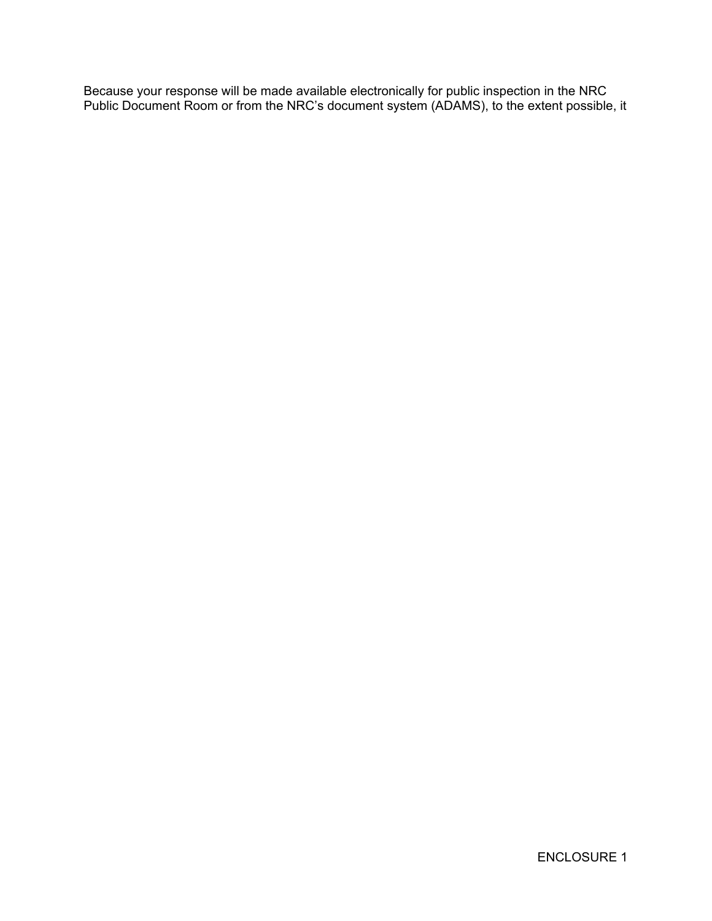Because your response will be made available electronically for public inspection in the NRC Public Document Room or from the NRC's document system (ADAMS), to the extent possible, it

ENCLOSURE 1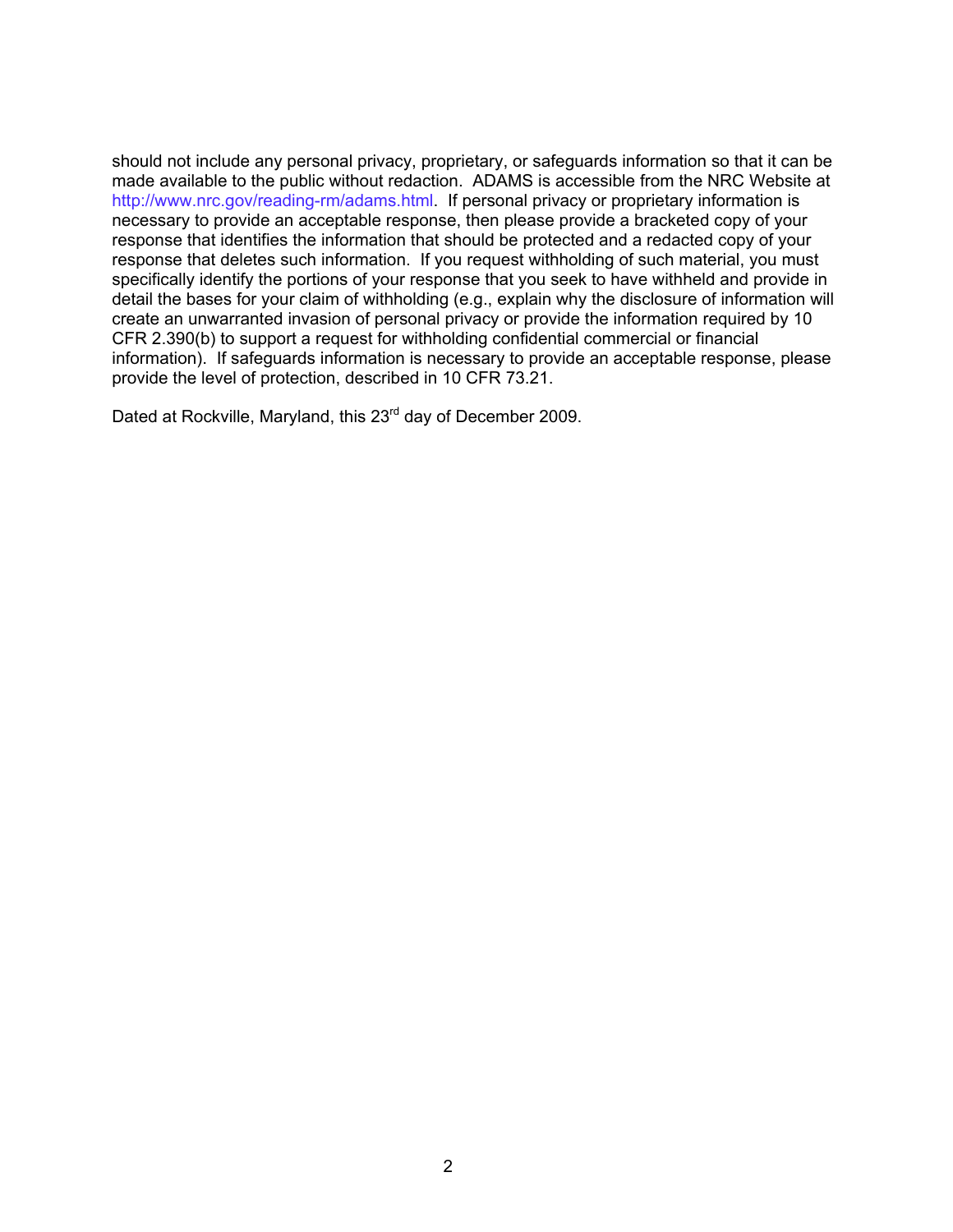should not include any personal privacy, proprietary, or safeguards information so that it can be made available to the public without redaction. ADAMS is accessible from the NRC Website at http://www.nrc.gov/reading-rm/adams.html. If personal privacy or proprietary information is necessary to provide an acceptable response, then please provide a bracketed copy of your response that identifies the information that should be protected and a redacted copy of your response that deletes such information. If you request withholding of such material, you must specifically identify the portions of your response that you seek to have withheld and provide in detail the bases for your claim of withholding (e.g., explain why the disclosure of information will create an unwarranted invasion of personal privacy or provide the information required by 10 CFR 2.390(b) to support a request for withholding confidential commercial or financial information). If safeguards information is necessary to provide an acceptable response, please provide the level of protection, described in 10 CFR 73.21.

Dated at Rockville, Maryland, this 23rd day of December 2009.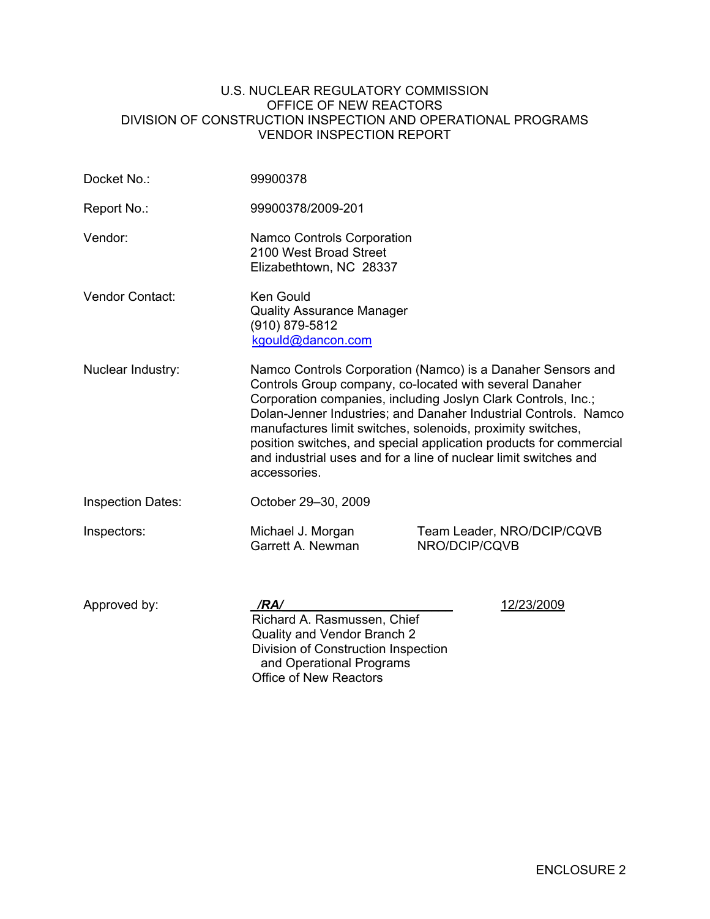U.S. NUCLEAR REGULATORY COMMISSION
OFFICE OF NEW REACTORS
DIVISION OF CONSTRUCTION INSPECTION AND OPERATIONAL PROGRAMS
VENDOR INSPECTION REPORT

| | | |
|---|---|---|
| Docket No.: | 99900378 | |
| Report No.: | 99900378/2009-201 | |
| Vendor: | Namco Controls Corporation<br>2100 West Broad Street<br>Elizabethtown, NC 28337 | |
| Vendor Contact: | Ken Gould<br>Quality Assurance Manager<br>(910) 879-5812<br>kgould@dancon.com | |
| Nuclear Industry: | Namco Controls Corporation (Namco) is a Danaher Sensors and Controls Group company, co-located with several Danaher Corporation companies, including Joslyn Clark Controls, Inc.; Dolan-Jenner Industries; and Danaher Industrial Controls. Namco manufactures limit switches, solenoids, proximity switches, position switches, and special application products for commercial and industrial uses and for a line of nuclear limit switches and accessories. | |
| Inspection Dates: | October 29–30, 2009 | |
| Inspectors: | Michael J. Morgan<br>Garrett A. Newman | Team Leader, NRO/DCIP/CQVB<br>NRO/DCIP/CQVB |
| Approved by: | */RA/*<br>Richard A. Rasmussen, Chief<br>Quality and Vendor Branch 2<br>Division of Construction Inspection and Operational Programs<br>Office of New Reactors | 12/23/2009 |

ENCLOSURE 2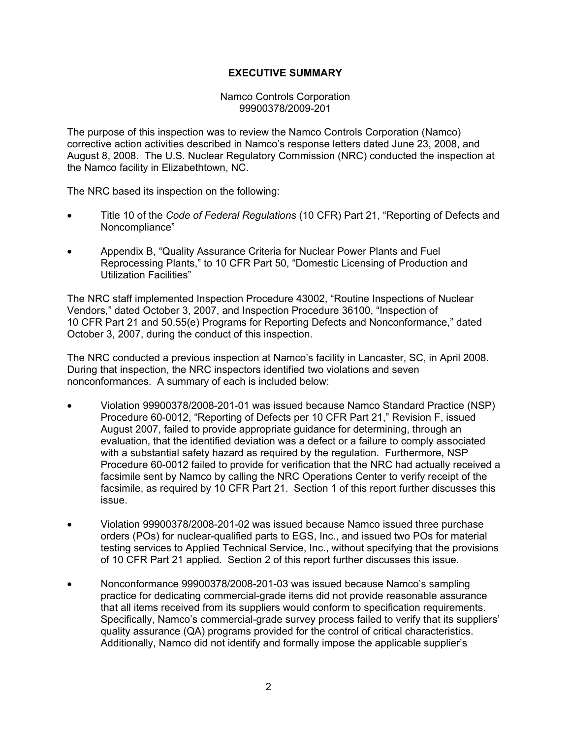## EXECUTIVE SUMMARY

Namco Controls Corporation
99900378/2009-201

The purpose of this inspection was to review the Namco Controls Corporation (Namco) corrective action activities described in Namco's response letters dated June 23, 2008, and August 8, 2008. The U.S. Nuclear Regulatory Commission (NRC) conducted the inspection at the Namco facility in Elizabethtown, NC.

The NRC based its inspection on the following:

- Title 10 of the *Code of Federal Regulations* (10 CFR) Part 21, "Reporting of Defects and Noncompliance"
- Appendix B, "Quality Assurance Criteria for Nuclear Power Plants and Fuel Reprocessing Plants," to 10 CFR Part 50, "Domestic Licensing of Production and Utilization Facilities"

The NRC staff implemented Inspection Procedure 43002, "Routine Inspections of Nuclear Vendors," dated October 3, 2007, and Inspection Procedure 36100, "Inspection of 10 CFR Part 21 and 50.55(e) Programs for Reporting Defects and Nonconformance," dated October 3, 2007, during the conduct of this inspection.

The NRC conducted a previous inspection at Namco's facility in Lancaster, SC, in April 2008. During that inspection, the NRC inspectors identified two violations and seven nonconformances. A summary of each is included below:

- Violation 99900378/2008-201-01 was issued because Namco Standard Practice (NSP) Procedure 60-0012, "Reporting of Defects per 10 CFR Part 21," Revision F, issued August 2007, failed to provide appropriate guidance for determining, through an evaluation, that the identified deviation was a defect or a failure to comply associated with a substantial safety hazard as required by the regulation. Furthermore, NSP Procedure 60-0012 failed to provide for verification that the NRC had actually received a facsimile sent by Namco by calling the NRC Operations Center to verify receipt of the facsimile, as required by 10 CFR Part 21. Section 1 of this report further discusses this issue.
- Violation 99900378/2008-201-02 was issued because Namco issued three purchase orders (POs) for nuclear-qualified parts to EGS, Inc., and issued two POs for material testing services to Applied Technical Service, Inc., without specifying that the provisions of 10 CFR Part 21 applied. Section 2 of this report further discusses this issue.
- Nonconformance 99900378/2008-201-03 was issued because Namco's sampling practice for dedicating commercial-grade items did not provide reasonable assurance that all items received from its suppliers would conform to specification requirements. Specifically, Namco's commercial-grade survey process failed to verify that its suppliers' quality assurance (QA) programs provided for the control of critical characteristics. Additionally, Namco did not identify and formally impose the applicable supplier's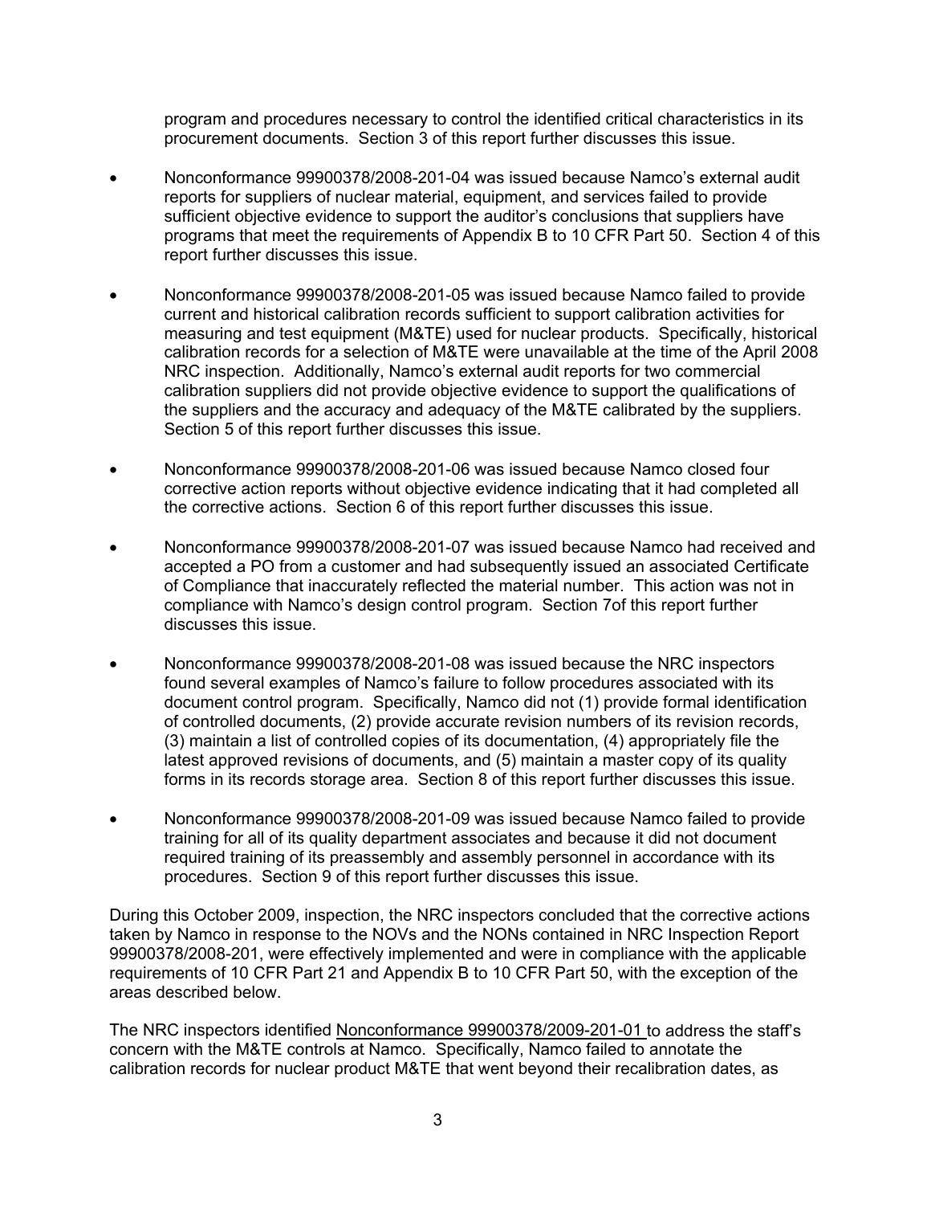program and procedures necessary to control the identified critical characteristics in its procurement documents. Section 3 of this report further discusses this issue.

- Nonconformance 99900378/2008-201-04 was issued because Namco's external audit reports for suppliers of nuclear material, equipment, and services failed to provide sufficient objective evidence to support the auditor's conclusions that suppliers have programs that meet the requirements of Appendix B to 10 CFR Part 50. Section 4 of this report further discusses this issue.

- Nonconformance 99900378/2008-201-05 was issued because Namco failed to provide current and historical calibration records sufficient to support calibration activities for measuring and test equipment (M&TE) used for nuclear products. Specifically, historical calibration records for a selection of M&TE were unavailable at the time of the April 2008 NRC inspection. Additionally, Namco's external audit reports for two commercial calibration suppliers did not provide objective evidence to support the qualifications of the suppliers and the accuracy and adequacy of the M&TE calibrated by the suppliers. Section 5 of this report further discusses this issue.

- Nonconformance 99900378/2008-201-06 was issued because Namco closed four corrective action reports without objective evidence indicating that it had completed all the corrective actions. Section 6 of this report further discusses this issue.

- Nonconformance 99900378/2008-201-07 was issued because Namco had received and accepted a PO from a customer and had subsequently issued an associated Certificate of Compliance that inaccurately reflected the material number. This action was not in compliance with Namco's design control program. Section 7of this report further discusses this issue.

- Nonconformance 99900378/2008-201-08 was issued because the NRC inspectors found several examples of Namco's failure to follow procedures associated with its document control program. Specifically, Namco did not (1) provide formal identification of controlled documents, (2) provide accurate revision numbers of its revision records, (3) maintain a list of controlled copies of its documentation, (4) appropriately file the latest approved revisions of documents, and (5) maintain a master copy of its quality forms in its records storage area. Section 8 of this report further discusses this issue.

- Nonconformance 99900378/2008-201-09 was issued because Namco failed to provide training for all of its quality department associates and because it did not document required training of its preassembly and assembly personnel in accordance with its procedures. Section 9 of this report further discusses this issue.

During this October 2009, inspection, the NRC inspectors concluded that the corrective actions taken by Namco in response to the NOVs and the NONs contained in NRC Inspection Report 99900378/2008-201, were effectively implemented and were in compliance with the applicable requirements of 10 CFR Part 21 and Appendix B to 10 CFR Part 50, with the exception of the areas described below.

The NRC inspectors identified Nonconformance 99900378/2009-201-01 to address the staff's concern with the M&TE controls at Namco. Specifically, Namco failed to annotate the calibration records for nuclear product M&TE that went beyond their recalibration dates, as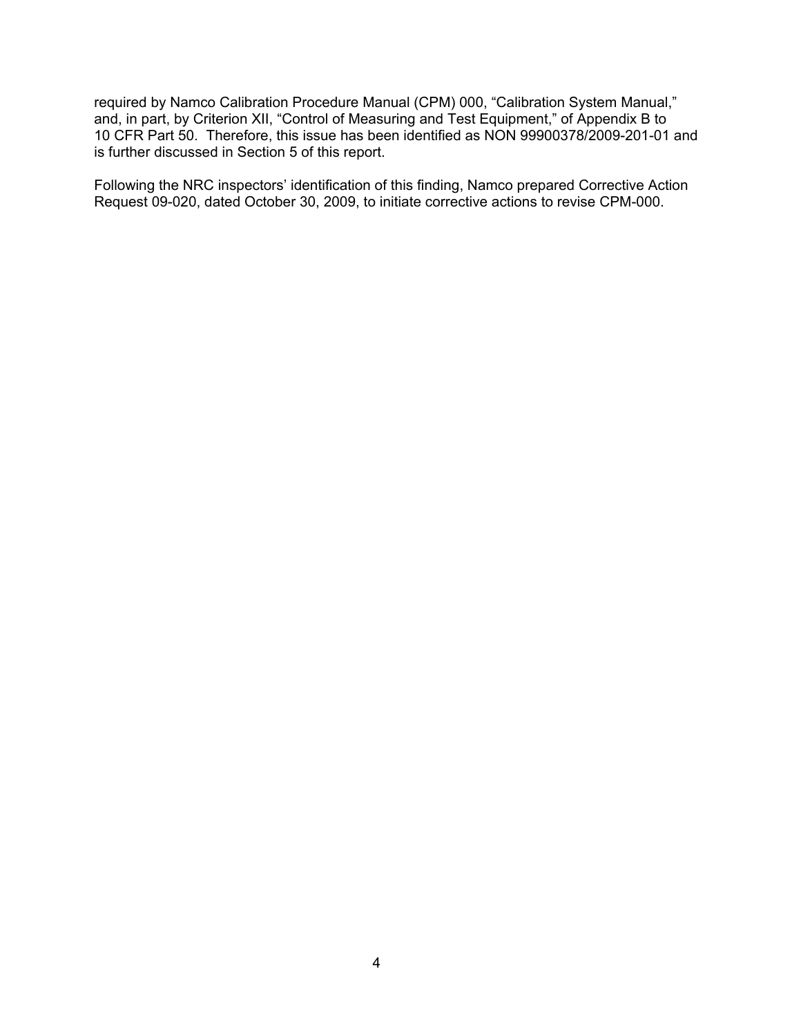required by Namco Calibration Procedure Manual (CPM) 000, "Calibration System Manual," and, in part, by Criterion XII, "Control of Measuring and Test Equipment," of Appendix B to 10 CFR Part 50. Therefore, this issue has been identified as NON 99900378/2009-201-01 and is further discussed in Section 5 of this report.

Following the NRC inspectors' identification of this finding, Namco prepared Corrective Action Request 09-020, dated October 30, 2009, to initiate corrective actions to revise CPM-000.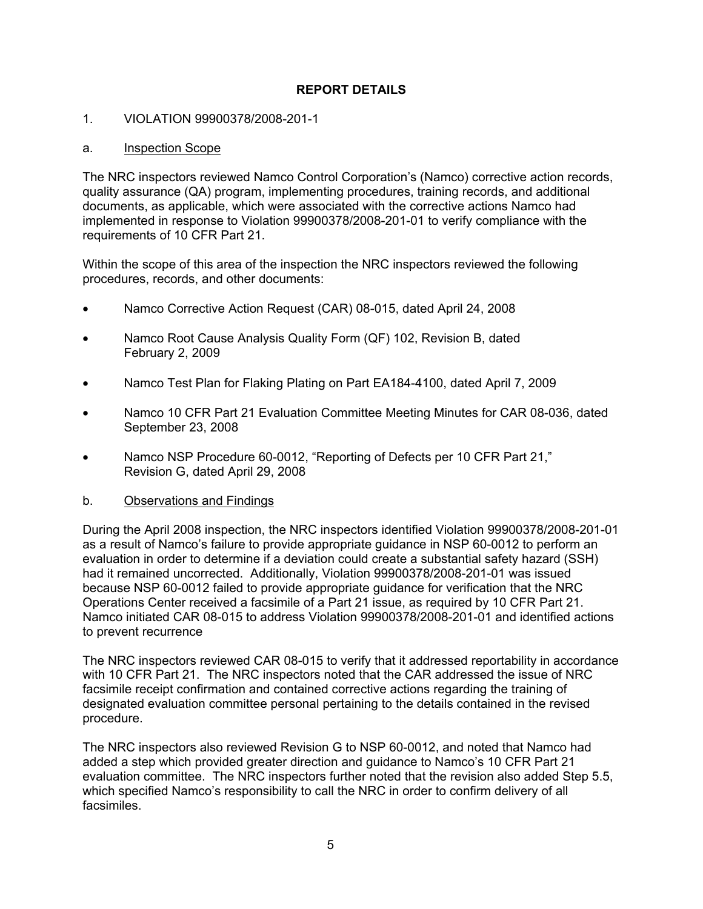# REPORT DETAILS

1. VIOLATION 99900378/2008-201-1

a. Inspection Scope

The NRC inspectors reviewed Namco Control Corporation's (Namco) corrective action records, quality assurance (QA) program, implementing procedures, training records, and additional documents, as applicable, which were associated with the corrective actions Namco had implemented in response to Violation 99900378/2008-201-01 to verify compliance with the requirements of 10 CFR Part 21.

Within the scope of this area of the inspection the NRC inspectors reviewed the following procedures, records, and other documents:

- Namco Corrective Action Request (CAR) 08-015, dated April 24, 2008
- Namco Root Cause Analysis Quality Form (QF) 102, Revision B, dated February 2, 2009
- Namco Test Plan for Flaking Plating on Part EA184-4100, dated April 7, 2009
- Namco 10 CFR Part 21 Evaluation Committee Meeting Minutes for CAR 08-036, dated September 23, 2008
- Namco NSP Procedure 60-0012, "Reporting of Defects per 10 CFR Part 21," Revision G, dated April 29, 2008

b. Observations and Findings

During the April 2008 inspection, the NRC inspectors identified Violation 99900378/2008-201-01 as a result of Namco's failure to provide appropriate guidance in NSP 60-0012 to perform an evaluation in order to determine if a deviation could create a substantial safety hazard (SSH) had it remained uncorrected. Additionally, Violation 99900378/2008-201-01 was issued because NSP 60-0012 failed to provide appropriate guidance for verification that the NRC Operations Center received a facsimile of a Part 21 issue, as required by 10 CFR Part 21. Namco initiated CAR 08-015 to address Violation 99900378/2008-201-01 and identified actions to prevent recurrence

The NRC inspectors reviewed CAR 08-015 to verify that it addressed reportability in accordance with 10 CFR Part 21. The NRC inspectors noted that the CAR addressed the issue of NRC facsimile receipt confirmation and contained corrective actions regarding the training of designated evaluation committee personal pertaining to the details contained in the revised procedure.

The NRC inspectors also reviewed Revision G to NSP 60-0012, and noted that Namco had added a step which provided greater direction and guidance to Namco's 10 CFR Part 21 evaluation committee. The NRC inspectors further noted that the revision also added Step 5.5, which specified Namco's responsibility to call the NRC in order to confirm delivery of all facsimiles.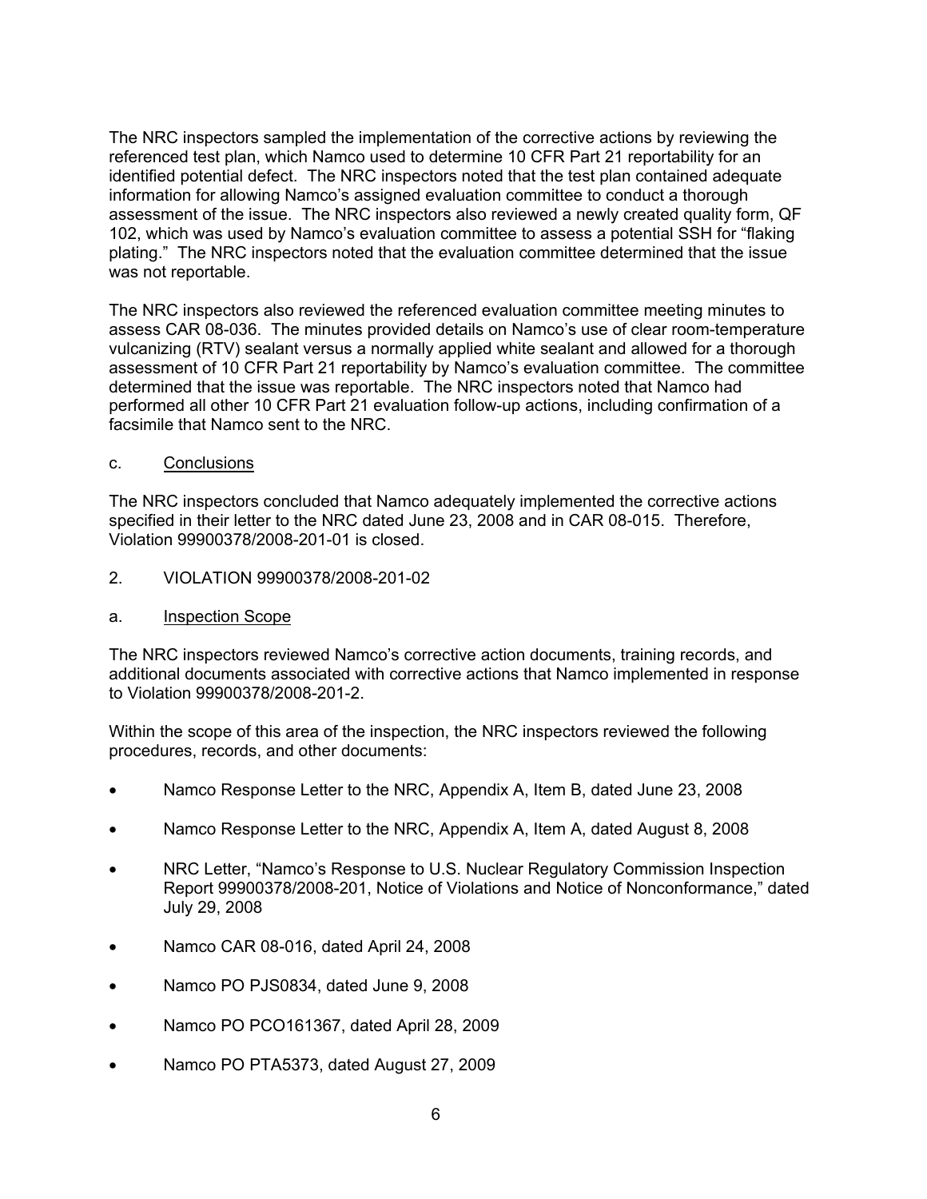The NRC inspectors sampled the implementation of the corrective actions by reviewing the referenced test plan, which Namco used to determine 10 CFR Part 21 reportability for an identified potential defect. The NRC inspectors noted that the test plan contained adequate information for allowing Namco's assigned evaluation committee to conduct a thorough assessment of the issue. The NRC inspectors also reviewed a newly created quality form, QF 102, which was used by Namco's evaluation committee to assess a potential SSH for "flaking plating." The NRC inspectors noted that the evaluation committee determined that the issue was not reportable.

The NRC inspectors also reviewed the referenced evaluation committee meeting minutes to assess CAR 08-036. The minutes provided details on Namco's use of clear room-temperature vulcanizing (RTV) sealant versus a normally applied white sealant and allowed for a thorough assessment of 10 CFR Part 21 reportability by Namco's evaluation committee. The committee determined that the issue was reportable. The NRC inspectors noted that Namco had performed all other 10 CFR Part 21 evaluation follow-up actions, including confirmation of a facsimile that Namco sent to the NRC.

c. Conclusions

The NRC inspectors concluded that Namco adequately implemented the corrective actions specified in their letter to the NRC dated June 23, 2008 and in CAR 08-015. Therefore, Violation 99900378/2008-201-01 is closed.

2. VIOLATION 99900378/2008-201-02

a. Inspection Scope

The NRC inspectors reviewed Namco's corrective action documents, training records, and additional documents associated with corrective actions that Namco implemented in response to Violation 99900378/2008-201-2.

Within the scope of this area of the inspection, the NRC inspectors reviewed the following procedures, records, and other documents:

- Namco Response Letter to the NRC, Appendix A, Item B, dated June 23, 2008
- Namco Response Letter to the NRC, Appendix A, Item A, dated August 8, 2008
- NRC Letter, "Namco's Response to U.S. Nuclear Regulatory Commission Inspection Report 99900378/2008-201, Notice of Violations and Notice of Nonconformance," dated July 29, 2008
- Namco CAR 08-016, dated April 24, 2008
- Namco PO PJS0834, dated June 9, 2008
- Namco PO PCO161367, dated April 28, 2009
- Namco PO PTA5373, dated August 27, 2009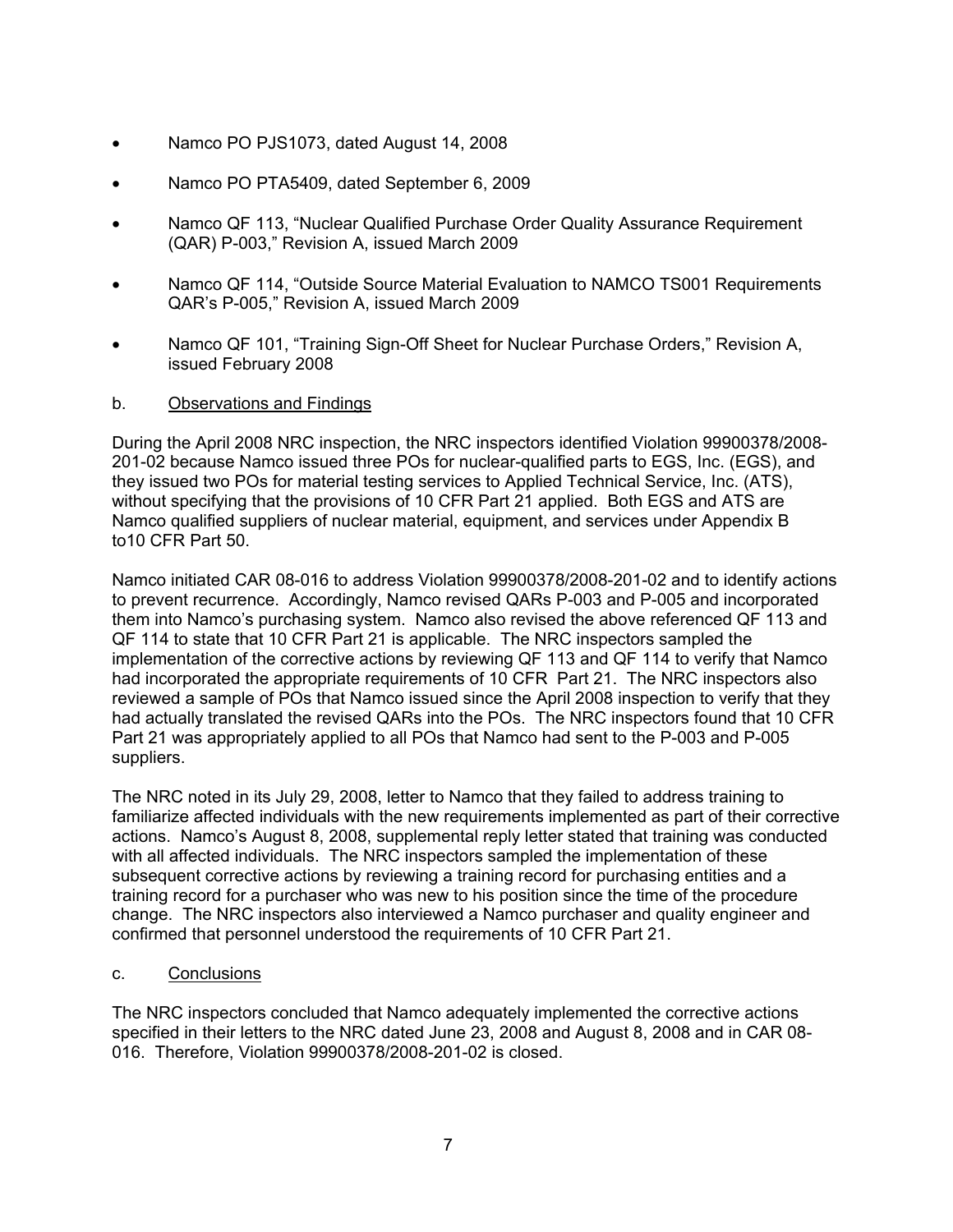- Namco PO PJS1073, dated August 14, 2008
- Namco PO PTA5409, dated September 6, 2009
- Namco QF 113, "Nuclear Qualified Purchase Order Quality Assurance Requirement (QAR) P-003," Revision A, issued March 2009
- Namco QF 114, "Outside Source Material Evaluation to NAMCO TS001 Requirements QAR's P-005," Revision A, issued March 2009
- Namco QF 101, "Training Sign-Off Sheet for Nuclear Purchase Orders," Revision A, issued February 2008

b. Observations and Findings

During the April 2008 NRC inspection, the NRC inspectors identified Violation 99900378/2008-201-02 because Namco issued three POs for nuclear-qualified parts to EGS, Inc. (EGS), and they issued two POs for material testing services to Applied Technical Service, Inc. (ATS), without specifying that the provisions of 10 CFR Part 21 applied. Both EGS and ATS are Namco qualified suppliers of nuclear material, equipment, and services under Appendix B to10 CFR Part 50.

Namco initiated CAR 08-016 to address Violation 99900378/2008-201-02 and to identify actions to prevent recurrence. Accordingly, Namco revised QARs P-003 and P-005 and incorporated them into Namco's purchasing system. Namco also revised the above referenced QF 113 and QF 114 to state that 10 CFR Part 21 is applicable. The NRC inspectors sampled the implementation of the corrective actions by reviewing QF 113 and QF 114 to verify that Namco had incorporated the appropriate requirements of 10 CFR Part 21. The NRC inspectors also reviewed a sample of POs that Namco issued since the April 2008 inspection to verify that they had actually translated the revised QARs into the POs. The NRC inspectors found that 10 CFR Part 21 was appropriately applied to all POs that Namco had sent to the P-003 and P-005 suppliers.

The NRC noted in its July 29, 2008, letter to Namco that they failed to address training to familiarize affected individuals with the new requirements implemented as part of their corrective actions. Namco's August 8, 2008, supplemental reply letter stated that training was conducted with all affected individuals. The NRC inspectors sampled the implementation of these subsequent corrective actions by reviewing a training record for purchasing entities and a training record for a purchaser who was new to his position since the time of the procedure change. The NRC inspectors also interviewed a Namco purchaser and quality engineer and confirmed that personnel understood the requirements of 10 CFR Part 21.

c. Conclusions

The NRC inspectors concluded that Namco adequately implemented the corrective actions specified in their letters to the NRC dated June 23, 2008 and August 8, 2008 and in CAR 08-016. Therefore, Violation 99900378/2008-201-02 is closed.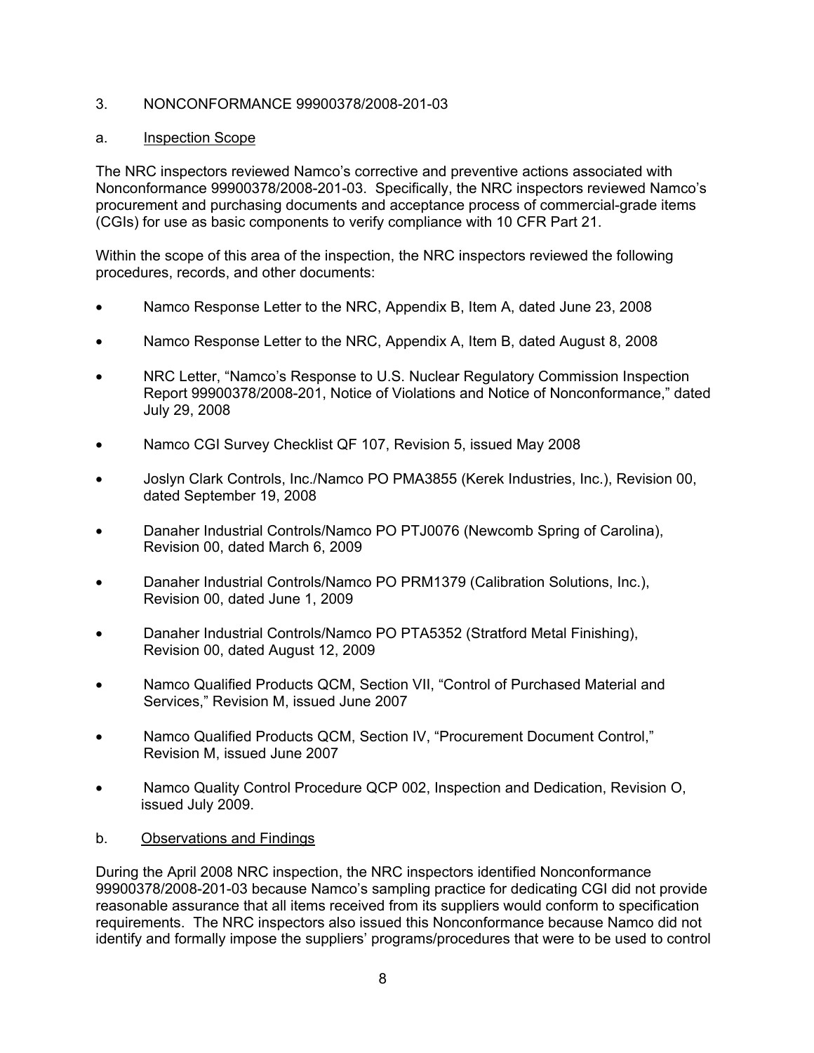3. NONCONFORMANCE 99900378/2008-201-03

a. Inspection Scope

The NRC inspectors reviewed Namco's corrective and preventive actions associated with Nonconformance 99900378/2008-201-03. Specifically, the NRC inspectors reviewed Namco's procurement and purchasing documents and acceptance process of commercial-grade items (CGIs) for use as basic components to verify compliance with 10 CFR Part 21.

Within the scope of this area of the inspection, the NRC inspectors reviewed the following procedures, records, and other documents:

- Namco Response Letter to the NRC, Appendix B, Item A, dated June 23, 2008
- Namco Response Letter to the NRC, Appendix A, Item B, dated August 8, 2008
- NRC Letter, "Namco's Response to U.S. Nuclear Regulatory Commission Inspection Report 99900378/2008-201, Notice of Violations and Notice of Nonconformance," dated July 29, 2008
- Namco CGI Survey Checklist QF 107, Revision 5, issued May 2008
- Joslyn Clark Controls, Inc./Namco PO PMA3855 (Kerek Industries, Inc.), Revision 00, dated September 19, 2008
- Danaher Industrial Controls/Namco PO PTJ0076 (Newcomb Spring of Carolina), Revision 00, dated March 6, 2009
- Danaher Industrial Controls/Namco PO PRM1379 (Calibration Solutions, Inc.), Revision 00, dated June 1, 2009
- Danaher Industrial Controls/Namco PO PTA5352 (Stratford Metal Finishing), Revision 00, dated August 12, 2009
- Namco Qualified Products QCM, Section VII, "Control of Purchased Material and Services," Revision M, issued June 2007
- Namco Qualified Products QCM, Section IV, "Procurement Document Control," Revision M, issued June 2007
- Namco Quality Control Procedure QCP 002, Inspection and Dedication, Revision O, issued July 2009.

b. Observations and Findings

During the April 2008 NRC inspection, the NRC inspectors identified Nonconformance 99900378/2008-201-03 because Namco's sampling practice for dedicating CGI did not provide reasonable assurance that all items received from its suppliers would conform to specification requirements. The NRC inspectors also issued this Nonconformance because Namco did not identify and formally impose the suppliers' programs/procedures that were to be used to control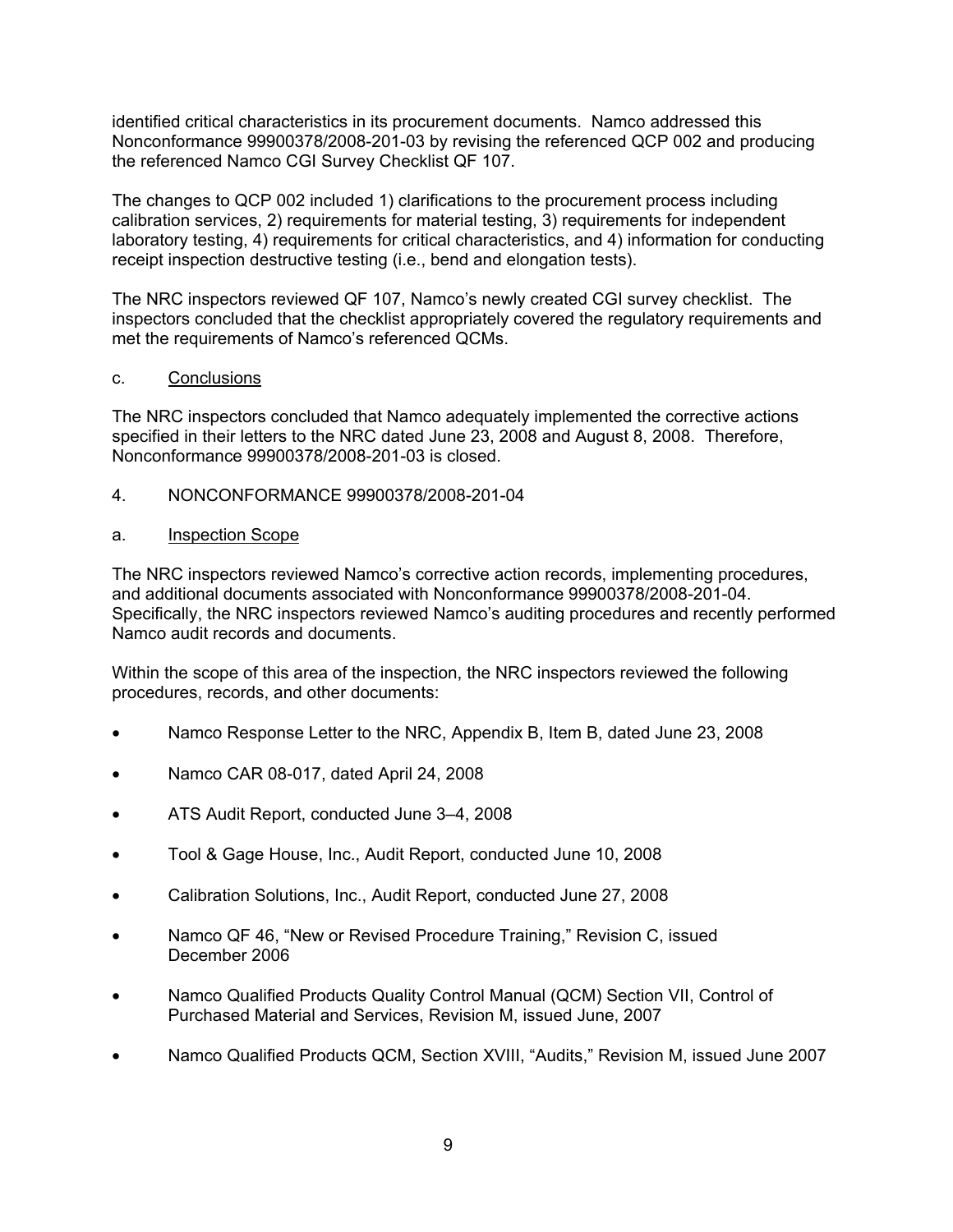identified critical characteristics in its procurement documents. Namco addressed this Nonconformance 99900378/2008-201-03 by revising the referenced QCP 002 and producing the referenced Namco CGI Survey Checklist QF 107.

The changes to QCP 002 included 1) clarifications to the procurement process including calibration services, 2) requirements for material testing, 3) requirements for independent laboratory testing, 4) requirements for critical characteristics, and 4) information for conducting receipt inspection destructive testing (i.e., bend and elongation tests).

The NRC inspectors reviewed QF 107, Namco's newly created CGI survey checklist. The inspectors concluded that the checklist appropriately covered the regulatory requirements and met the requirements of Namco's referenced QCMs.

c. Conclusions

The NRC inspectors concluded that Namco adequately implemented the corrective actions specified in their letters to the NRC dated June 23, 2008 and August 8, 2008. Therefore, Nonconformance 99900378/2008-201-03 is closed.

4. NONCONFORMANCE 99900378/2008-201-04

a. Inspection Scope

The NRC inspectors reviewed Namco's corrective action records, implementing procedures, and additional documents associated with Nonconformance 99900378/2008-201-04. Specifically, the NRC inspectors reviewed Namco's auditing procedures and recently performed Namco audit records and documents.

Within the scope of this area of the inspection, the NRC inspectors reviewed the following procedures, records, and other documents:

- Namco Response Letter to the NRC, Appendix B, Item B, dated June 23, 2008
- Namco CAR 08-017, dated April 24, 2008
- ATS Audit Report, conducted June 3–4, 2008
- Tool & Gage House, Inc., Audit Report, conducted June 10, 2008
- Calibration Solutions, Inc., Audit Report, conducted June 27, 2008
- Namco QF 46, "New or Revised Procedure Training," Revision C, issued December 2006
- Namco Qualified Products Quality Control Manual (QCM) Section VII, Control of Purchased Material and Services, Revision M, issued June, 2007
- Namco Qualified Products QCM, Section XVIII, "Audits," Revision M, issued June 2007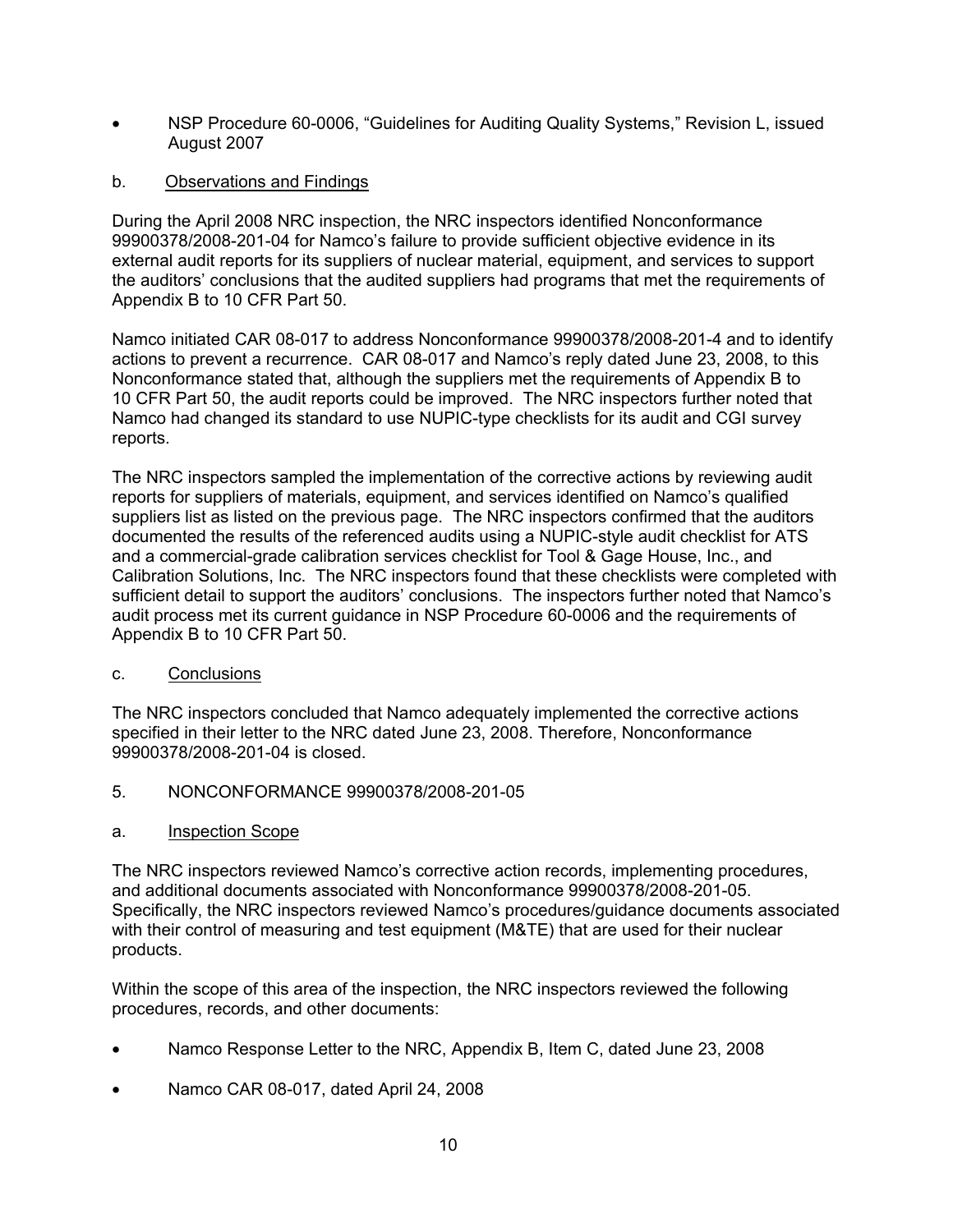- NSP Procedure 60-0006, “Guidelines for Auditing Quality Systems,” Revision L, issued August 2007

b. Observations and Findings

During the April 2008 NRC inspection, the NRC inspectors identified Nonconformance 99900378/2008-201-04 for Namco’s failure to provide sufficient objective evidence in its external audit reports for its suppliers of nuclear material, equipment, and services to support the auditors’ conclusions that the audited suppliers had programs that met the requirements of Appendix B to 10 CFR Part 50.

Namco initiated CAR 08-017 to address Nonconformance 99900378/2008-201-4 and to identify actions to prevent a recurrence. CAR 08-017 and Namco’s reply dated June 23, 2008, to this Nonconformance stated that, although the suppliers met the requirements of Appendix B to 10 CFR Part 50, the audit reports could be improved. The NRC inspectors further noted that Namco had changed its standard to use NUPIC-type checklists for its audit and CGI survey reports.

The NRC inspectors sampled the implementation of the corrective actions by reviewing audit reports for suppliers of materials, equipment, and services identified on Namco’s qualified suppliers list as listed on the previous page. The NRC inspectors confirmed that the auditors documented the results of the referenced audits using a NUPIC-style audit checklist for ATS and a commercial-grade calibration services checklist for Tool & Gage House, Inc., and Calibration Solutions, Inc. The NRC inspectors found that these checklists were completed with sufficient detail to support the auditors’ conclusions. The inspectors further noted that Namco’s audit process met its current guidance in NSP Procedure 60-0006 and the requirements of Appendix B to 10 CFR Part 50.

c. Conclusions

The NRC inspectors concluded that Namco adequately implemented the corrective actions specified in their letter to the NRC dated June 23, 2008. Therefore, Nonconformance 99900378/2008-201-04 is closed.

## 5. NONCONFORMANCE 99900378/2008-201-05

a. Inspection Scope

The NRC inspectors reviewed Namco’s corrective action records, implementing procedures, and additional documents associated with Nonconformance 99900378/2008-201-05. Specifically, the NRC inspectors reviewed Namco’s procedures/guidance documents associated with their control of measuring and test equipment (M&TE) that are used for their nuclear products.

Within the scope of this area of the inspection, the NRC inspectors reviewed the following procedures, records, and other documents:

- Namco Response Letter to the NRC, Appendix B, Item C, dated June 23, 2008
- Namco CAR 08-017, dated April 24, 2008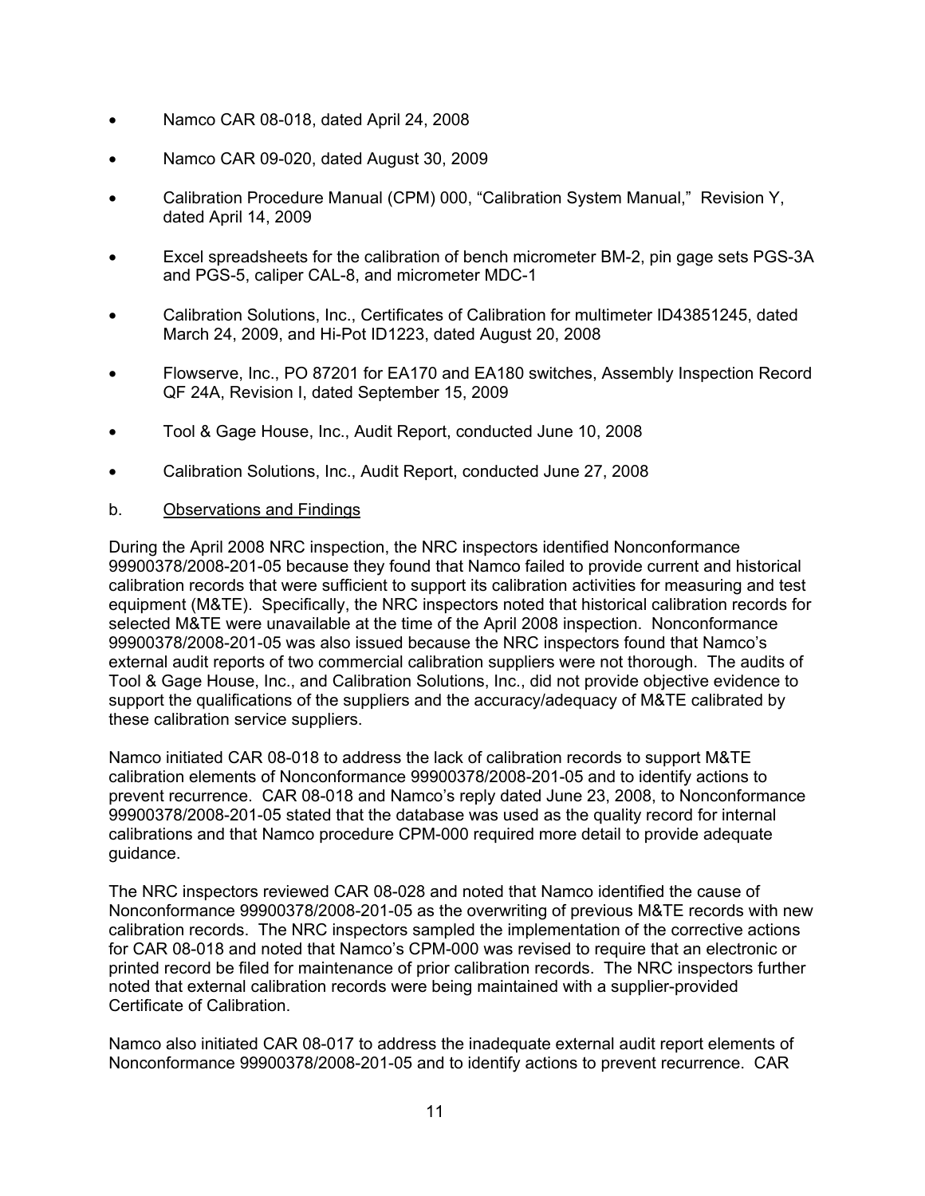- Namco CAR 08-018, dated April 24, 2008
- Namco CAR 09-020, dated August 30, 2009
- Calibration Procedure Manual (CPM) 000, "Calibration System Manual," Revision Y, dated April 14, 2009
- Excel spreadsheets for the calibration of bench micrometer BM-2, pin gage sets PGS-3A and PGS-5, caliper CAL-8, and micrometer MDC-1
- Calibration Solutions, Inc., Certificates of Calibration for multimeter ID43851245, dated March 24, 2009, and Hi-Pot ID1223, dated August 20, 2008
- Flowserve, Inc., PO 87201 for EA170 and EA180 switches, Assembly Inspection Record QF 24A, Revision I, dated September 15, 2009
- Tool & Gage House, Inc., Audit Report, conducted June 10, 2008
- Calibration Solutions, Inc., Audit Report, conducted June 27, 2008

b. Observations and Findings

During the April 2008 NRC inspection, the NRC inspectors identified Nonconformance 99900378/2008-201-05 because they found that Namco failed to provide current and historical calibration records that were sufficient to support its calibration activities for measuring and test equipment (M&TE). Specifically, the NRC inspectors noted that historical calibration records for selected M&TE were unavailable at the time of the April 2008 inspection. Nonconformance 99900378/2008-201-05 was also issued because the NRC inspectors found that Namco's external audit reports of two commercial calibration suppliers were not thorough. The audits of Tool & Gage House, Inc., and Calibration Solutions, Inc., did not provide objective evidence to support the qualifications of the suppliers and the accuracy/adequacy of M&TE calibrated by these calibration service suppliers.

Namco initiated CAR 08-018 to address the lack of calibration records to support M&TE calibration elements of Nonconformance 99900378/2008-201-05 and to identify actions to prevent recurrence. CAR 08-018 and Namco's reply dated June 23, 2008, to Nonconformance 99900378/2008-201-05 stated that the database was used as the quality record for internal calibrations and that Namco procedure CPM-000 required more detail to provide adequate guidance.

The NRC inspectors reviewed CAR 08-028 and noted that Namco identified the cause of Nonconformance 99900378/2008-201-05 as the overwriting of previous M&TE records with new calibration records. The NRC inspectors sampled the implementation of the corrective actions for CAR 08-018 and noted that Namco's CPM-000 was revised to require that an electronic or printed record be filed for maintenance of prior calibration records. The NRC inspectors further noted that external calibration records were being maintained with a supplier-provided Certificate of Calibration.

Namco also initiated CAR 08-017 to address the inadequate external audit report elements of Nonconformance 99900378/2008-201-05 and to identify actions to prevent recurrence. CAR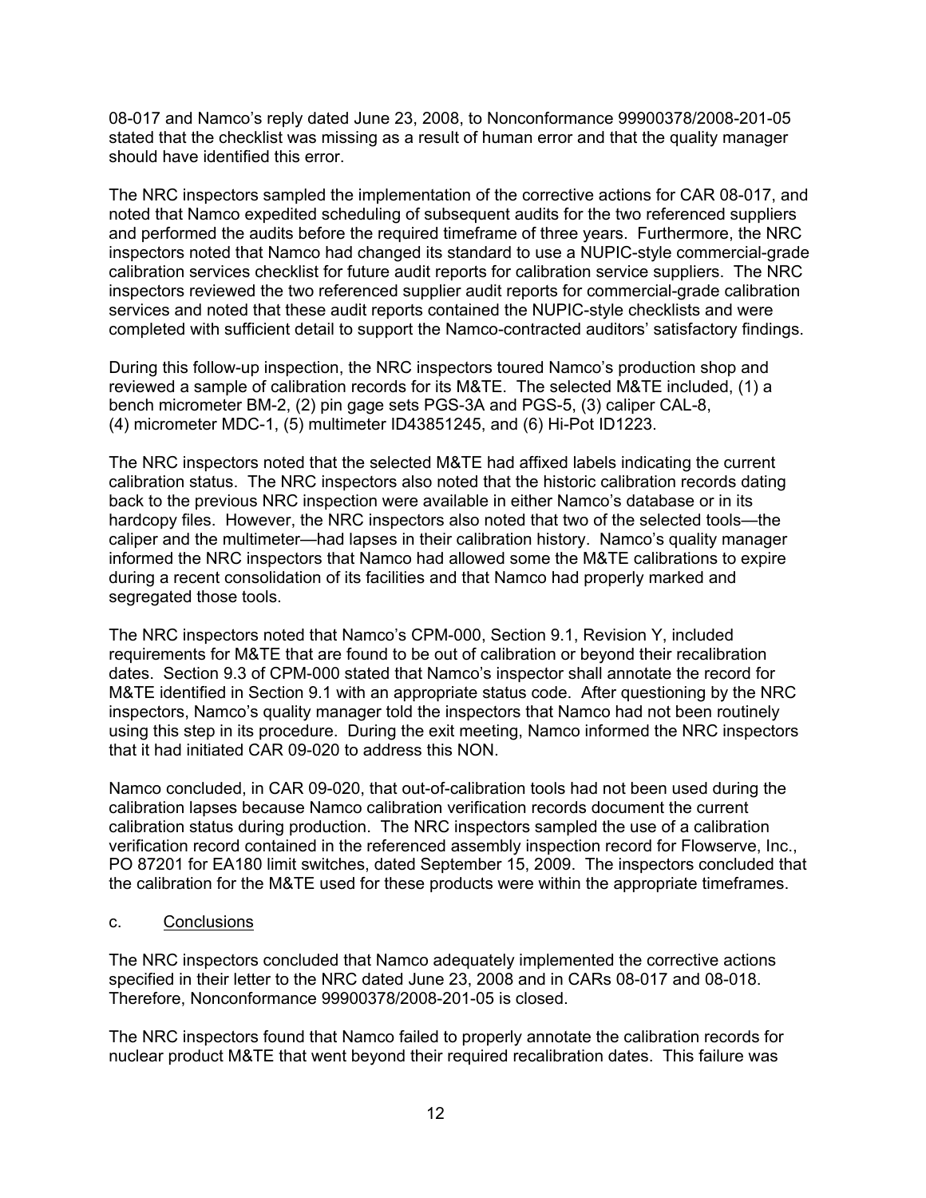08-017 and Namco's reply dated June 23, 2008, to Nonconformance 99900378/2008-201-05 stated that the checklist was missing as a result of human error and that the quality manager should have identified this error.

The NRC inspectors sampled the implementation of the corrective actions for CAR 08-017, and noted that Namco expedited scheduling of subsequent audits for the two referenced suppliers and performed the audits before the required timeframe of three years. Furthermore, the NRC inspectors noted that Namco had changed its standard to use a NUPIC-style commercial-grade calibration services checklist for future audit reports for calibration service suppliers. The NRC inspectors reviewed the two referenced supplier audit reports for commercial-grade calibration services and noted that these audit reports contained the NUPIC-style checklists and were completed with sufficient detail to support the Namco-contracted auditors' satisfactory findings.

During this follow-up inspection, the NRC inspectors toured Namco's production shop and reviewed a sample of calibration records for its M&TE. The selected M&TE included, (1) a bench micrometer BM-2, (2) pin gage sets PGS-3A and PGS-5, (3) caliper CAL-8, (4) micrometer MDC-1, (5) multimeter ID43851245, and (6) Hi-Pot ID1223.

The NRC inspectors noted that the selected M&TE had affixed labels indicating the current calibration status. The NRC inspectors also noted that the historic calibration records dating back to the previous NRC inspection were available in either Namco's database or in its hardcopy files. However, the NRC inspectors also noted that two of the selected tools—the caliper and the multimeter—had lapses in their calibration history. Namco's quality manager informed the NRC inspectors that Namco had allowed some the M&TE calibrations to expire during a recent consolidation of its facilities and that Namco had properly marked and segregated those tools.

The NRC inspectors noted that Namco's CPM-000, Section 9.1, Revision Y, included requirements for M&TE that are found to be out of calibration or beyond their recalibration dates. Section 9.3 of CPM-000 stated that Namco's inspector shall annotate the record for M&TE identified in Section 9.1 with an appropriate status code. After questioning by the NRC inspectors, Namco's quality manager told the inspectors that Namco had not been routinely using this step in its procedure. During the exit meeting, Namco informed the NRC inspectors that it had initiated CAR 09-020 to address this NON.

Namco concluded, in CAR 09-020, that out-of-calibration tools had not been used during the calibration lapses because Namco calibration verification records document the current calibration status during production. The NRC inspectors sampled the use of a calibration verification record contained in the referenced assembly inspection record for Flowserve, Inc., PO 87201 for EA180 limit switches, dated September 15, 2009. The inspectors concluded that the calibration for the M&TE used for these products were within the appropriate timeframes.

c. Conclusions

The NRC inspectors concluded that Namco adequately implemented the corrective actions specified in their letter to the NRC dated June 23, 2008 and in CARs 08-017 and 08-018. Therefore, Nonconformance 99900378/2008-201-05 is closed.

The NRC inspectors found that Namco failed to properly annotate the calibration records for nuclear product M&TE that went beyond their required recalibration dates. This failure was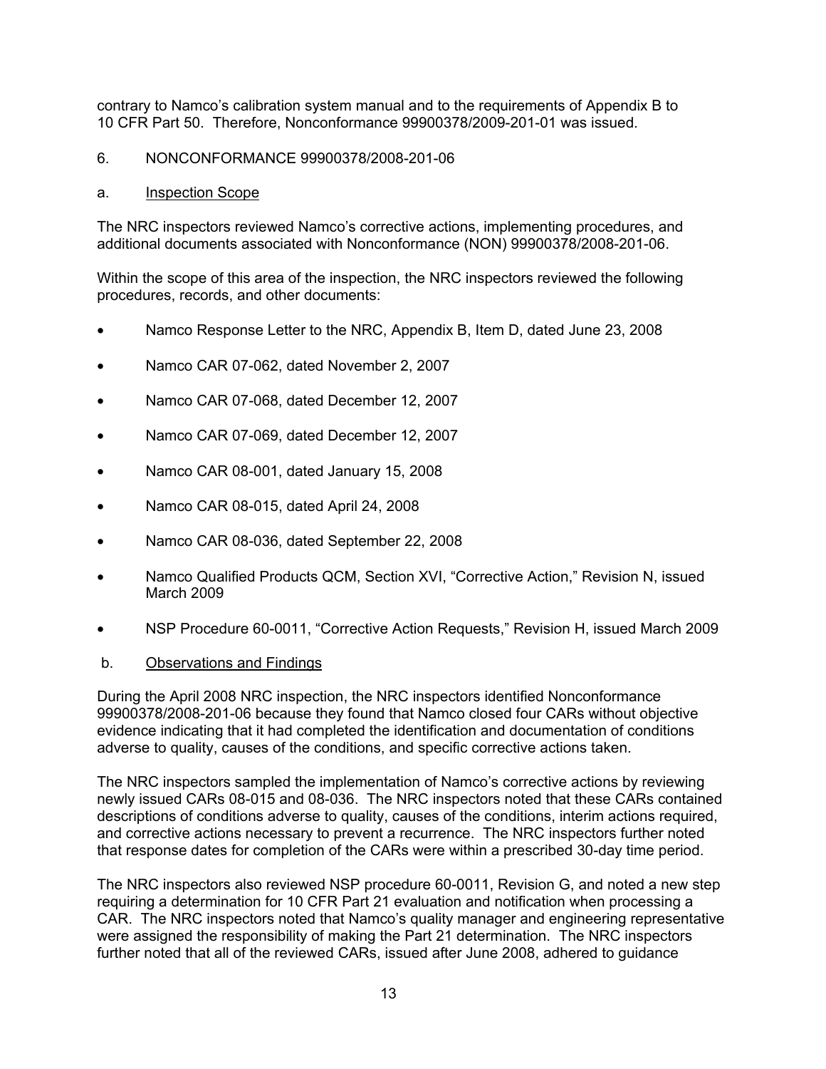contrary to Namco's calibration system manual and to the requirements of Appendix B to 10 CFR Part 50. Therefore, Nonconformance 99900378/2009-201-01 was issued.

6. NONCONFORMANCE 99900378/2008-201-06

a. Inspection Scope

The NRC inspectors reviewed Namco's corrective actions, implementing procedures, and additional documents associated with Nonconformance (NON) 99900378/2008-201-06.

Within the scope of this area of the inspection, the NRC inspectors reviewed the following procedures, records, and other documents:

- Namco Response Letter to the NRC, Appendix B, Item D, dated June 23, 2008
- Namco CAR 07-062, dated November 2, 2007
- Namco CAR 07-068, dated December 12, 2007
- Namco CAR 07-069, dated December 12, 2007
- Namco CAR 08-001, dated January 15, 2008
- Namco CAR 08-015, dated April 24, 2008
- Namco CAR 08-036, dated September 22, 2008
- Namco Qualified Products QCM, Section XVI, "Corrective Action," Revision N, issued March 2009
- NSP Procedure 60-0011, "Corrective Action Requests," Revision H, issued March 2009

b. Observations and Findings

During the April 2008 NRC inspection, the NRC inspectors identified Nonconformance 99900378/2008-201-06 because they found that Namco closed four CARs without objective evidence indicating that it had completed the identification and documentation of conditions adverse to quality, causes of the conditions, and specific corrective actions taken.

The NRC inspectors sampled the implementation of Namco's corrective actions by reviewing newly issued CARs 08-015 and 08-036. The NRC inspectors noted that these CARs contained descriptions of conditions adverse to quality, causes of the conditions, interim actions required, and corrective actions necessary to prevent a recurrence. The NRC inspectors further noted that response dates for completion of the CARs were within a prescribed 30-day time period.

The NRC inspectors also reviewed NSP procedure 60-0011, Revision G, and noted a new step requiring a determination for 10 CFR Part 21 evaluation and notification when processing a CAR. The NRC inspectors noted that Namco's quality manager and engineering representative were assigned the responsibility of making the Part 21 determination. The NRC inspectors further noted that all of the reviewed CARs, issued after June 2008, adhered to guidance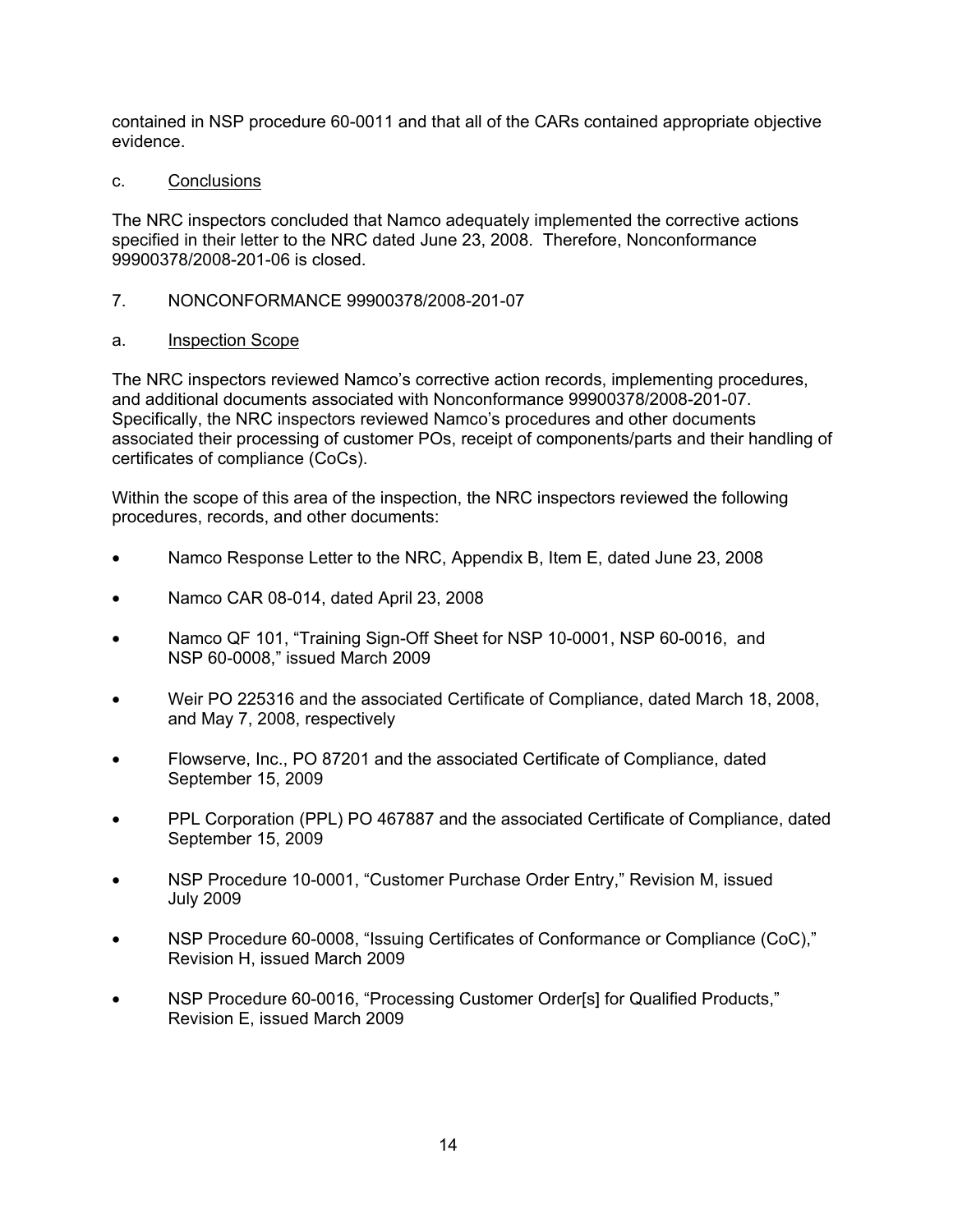contained in NSP procedure 60-0011 and that all of the CARs contained appropriate objective evidence.

c. Conclusions

The NRC inspectors concluded that Namco adequately implemented the corrective actions specified in their letter to the NRC dated June 23, 2008. Therefore, Nonconformance 99900378/2008-201-06 is closed.

7. NONCONFORMANCE 99900378/2008-201-07

a. Inspection Scope

The NRC inspectors reviewed Namco's corrective action records, implementing procedures, and additional documents associated with Nonconformance 99900378/2008-201-07. Specifically, the NRC inspectors reviewed Namco's procedures and other documents associated their processing of customer POs, receipt of components/parts and their handling of certificates of compliance (CoCs).

Within the scope of this area of the inspection, the NRC inspectors reviewed the following procedures, records, and other documents:

- Namco Response Letter to the NRC, Appendix B, Item E, dated June 23, 2008
- Namco CAR 08-014, dated April 23, 2008
- Namco QF 101, "Training Sign-Off Sheet for NSP 10-0001, NSP 60-0016, and NSP 60-0008," issued March 2009
- Weir PO 225316 and the associated Certificate of Compliance, dated March 18, 2008, and May 7, 2008, respectively
- Flowserve, Inc., PO 87201 and the associated Certificate of Compliance, dated September 15, 2009
- PPL Corporation (PPL) PO 467887 and the associated Certificate of Compliance, dated September 15, 2009
- NSP Procedure 10-0001, "Customer Purchase Order Entry," Revision M, issued July 2009
- NSP Procedure 60-0008, "Issuing Certificates of Conformance or Compliance (CoC)," Revision H, issued March 2009
- NSP Procedure 60-0016, "Processing Customer Order[s] for Qualified Products," Revision E, issued March 2009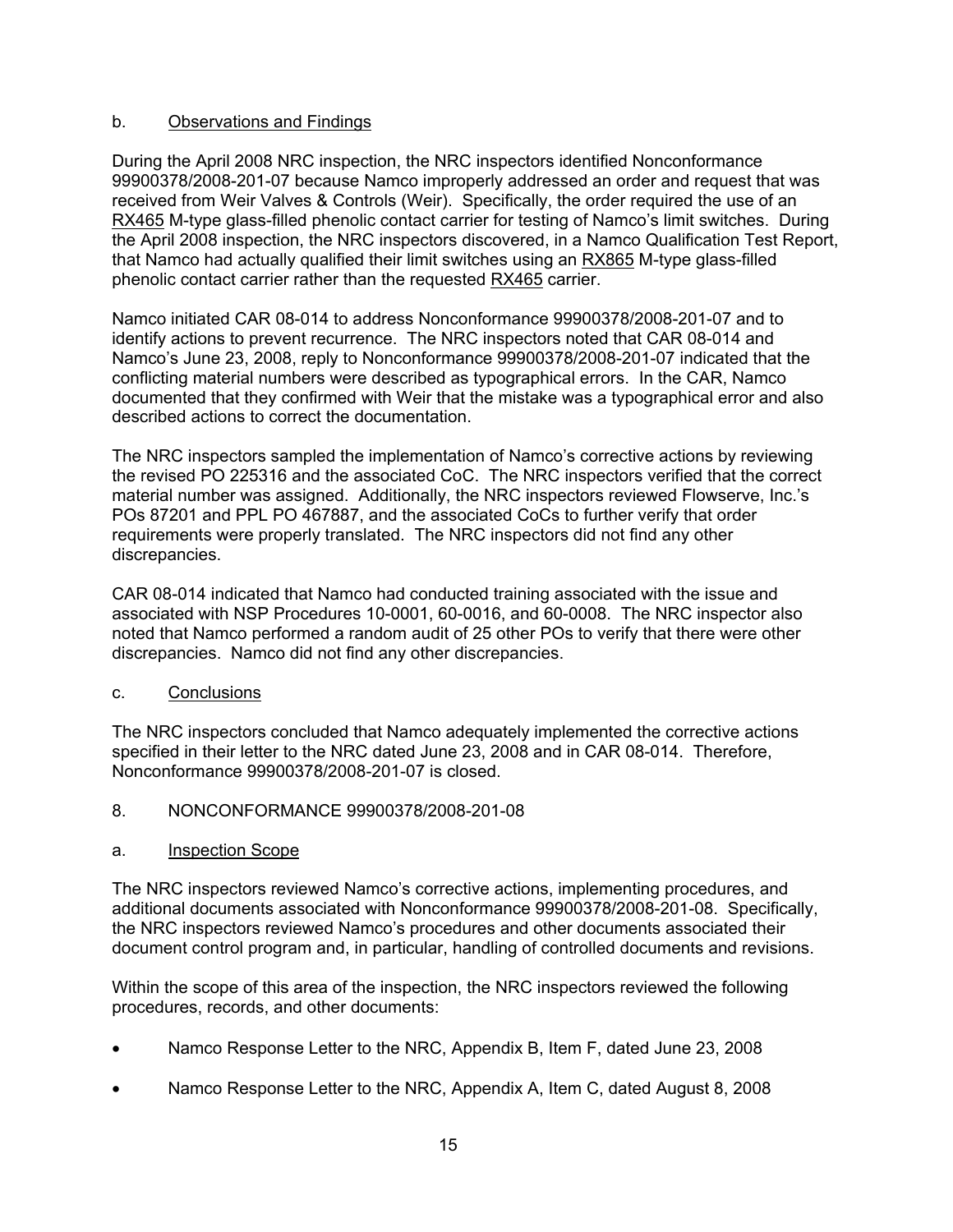b. Observations and Findings

During the April 2008 NRC inspection, the NRC inspectors identified Nonconformance 99900378/2008-201-07 because Namco improperly addressed an order and request that was received from Weir Valves & Controls (Weir). Specifically, the order required the use of an RX465 M-type glass-filled phenolic contact carrier for testing of Namco's limit switches. During the April 2008 inspection, the NRC inspectors discovered, in a Namco Qualification Test Report, that Namco had actually qualified their limit switches using an RX865 M-type glass-filled phenolic contact carrier rather than the requested RX465 carrier.

Namco initiated CAR 08-014 to address Nonconformance 99900378/2008-201-07 and to identify actions to prevent recurrence. The NRC inspectors noted that CAR 08-014 and Namco's June 23, 2008, reply to Nonconformance 99900378/2008-201-07 indicated that the conflicting material numbers were described as typographical errors. In the CAR, Namco documented that they confirmed with Weir that the mistake was a typographical error and also described actions to correct the documentation.

The NRC inspectors sampled the implementation of Namco's corrective actions by reviewing the revised PO 225316 and the associated CoC. The NRC inspectors verified that the correct material number was assigned. Additionally, the NRC inspectors reviewed Flowserve, Inc.'s POs 87201 and PPL PO 467887, and the associated CoCs to further verify that order requirements were properly translated. The NRC inspectors did not find any other discrepancies.

CAR 08-014 indicated that Namco had conducted training associated with the issue and associated with NSP Procedures 10-0001, 60-0016, and 60-0008. The NRC inspector also noted that Namco performed a random audit of 25 other POs to verify that there were other discrepancies. Namco did not find any other discrepancies.

c. Conclusions

The NRC inspectors concluded that Namco adequately implemented the corrective actions specified in their letter to the NRC dated June 23, 2008 and in CAR 08-014. Therefore, Nonconformance 99900378/2008-201-07 is closed.

## 8. NONCONFORMANCE 99900378/2008-201-08

a. Inspection Scope

The NRC inspectors reviewed Namco's corrective actions, implementing procedures, and additional documents associated with Nonconformance 99900378/2008-201-08. Specifically, the NRC inspectors reviewed Namco's procedures and other documents associated their document control program and, in particular, handling of controlled documents and revisions.

Within the scope of this area of the inspection, the NRC inspectors reviewed the following procedures, records, and other documents:

- Namco Response Letter to the NRC, Appendix B, Item F, dated June 23, 2008
- Namco Response Letter to the NRC, Appendix A, Item C, dated August 8, 2008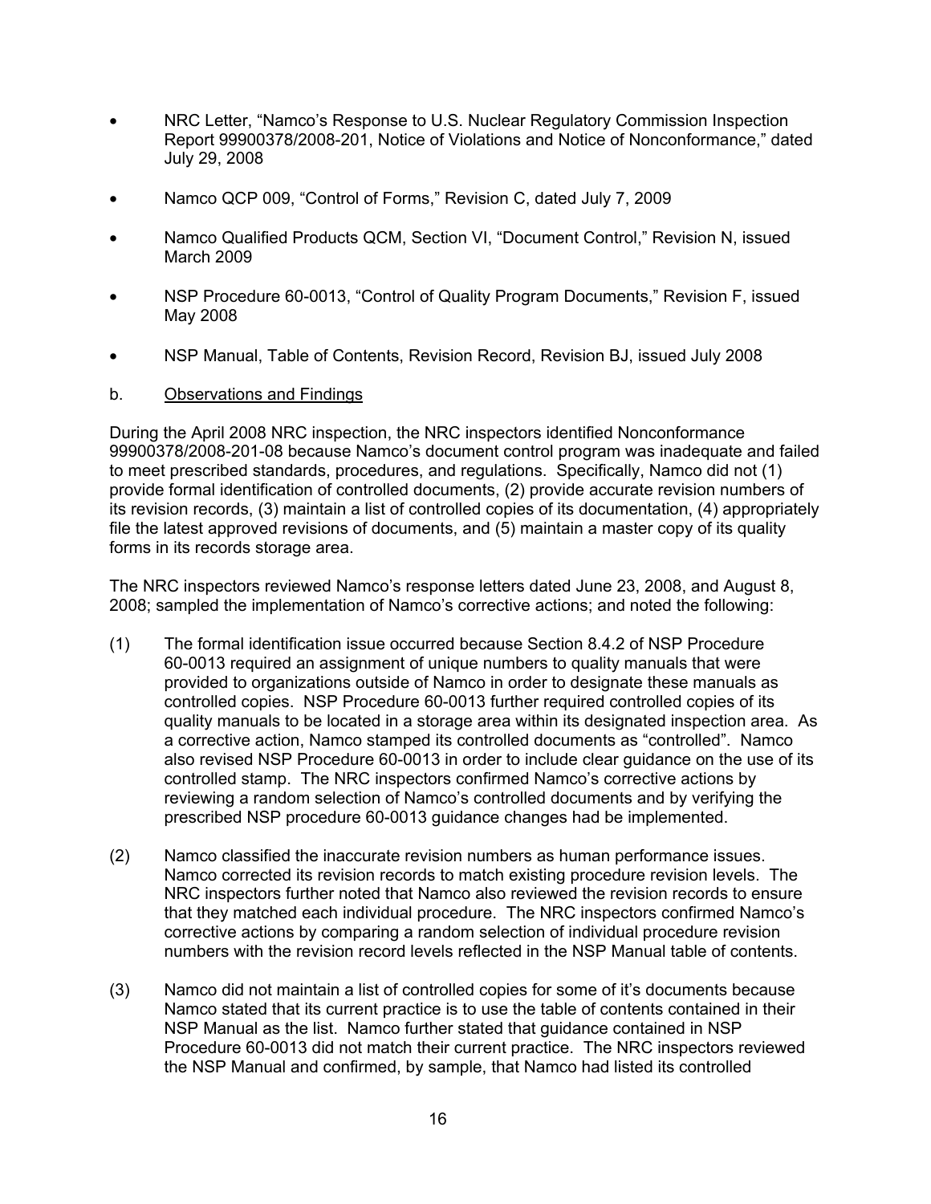- NRC Letter, "Namco's Response to U.S. Nuclear Regulatory Commission Inspection Report 99900378/2008-201, Notice of Violations and Notice of Nonconformance," dated July 29, 2008

- Namco QCP 009, "Control of Forms," Revision C, dated July 7, 2009

- Namco Qualified Products QCM, Section VI, "Document Control," Revision N, issued March 2009

- NSP Procedure 60-0013, "Control of Quality Program Documents," Revision F, issued May 2008

- NSP Manual, Table of Contents, Revision Record, Revision BJ, issued July 2008

b. Observations and Findings

During the April 2008 NRC inspection, the NRC inspectors identified Nonconformance 99900378/2008-201-08 because Namco's document control program was inadequate and failed to meet prescribed standards, procedures, and regulations. Specifically, Namco did not (1) provide formal identification of controlled documents, (2) provide accurate revision numbers of its revision records, (3) maintain a list of controlled copies of its documentation, (4) appropriately file the latest approved revisions of documents, and (5) maintain a master copy of its quality forms in its records storage area.

The NRC inspectors reviewed Namco's response letters dated June 23, 2008, and August 8, 2008; sampled the implementation of Namco's corrective actions; and noted the following:

(1) The formal identification issue occurred because Section 8.4.2 of NSP Procedure 60-0013 required an assignment of unique numbers to quality manuals that were provided to organizations outside of Namco in order to designate these manuals as controlled copies. NSP Procedure 60-0013 further required controlled copies of its quality manuals to be located in a storage area within its designated inspection area. As a corrective action, Namco stamped its controlled documents as "controlled". Namco also revised NSP Procedure 60-0013 in order to include clear guidance on the use of its controlled stamp. The NRC inspectors confirmed Namco's corrective actions by reviewing a random selection of Namco's controlled documents and by verifying the prescribed NSP procedure 60-0013 guidance changes had be implemented.

(2) Namco classified the inaccurate revision numbers as human performance issues. Namco corrected its revision records to match existing procedure revision levels. The NRC inspectors further noted that Namco also reviewed the revision records to ensure that they matched each individual procedure. The NRC inspectors confirmed Namco's corrective actions by comparing a random selection of individual procedure revision numbers with the revision record levels reflected in the NSP Manual table of contents.

(3) Namco did not maintain a list of controlled copies for some of it's documents because Namco stated that its current practice is to use the table of contents contained in their NSP Manual as the list. Namco further stated that guidance contained in NSP Procedure 60-0013 did not match their current practice. The NRC inspectors reviewed the NSP Manual and confirmed, by sample, that Namco had listed its controlled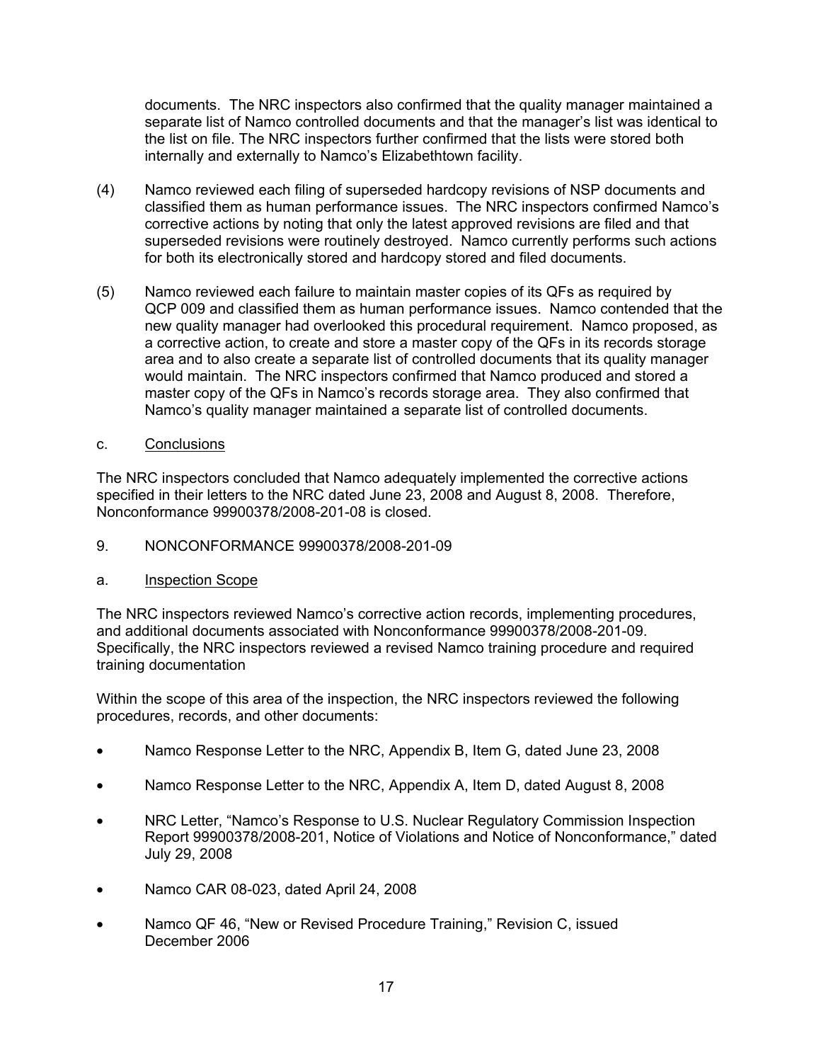documents. The NRC inspectors also confirmed that the quality manager maintained a separate list of Namco controlled documents and that the manager's list was identical to the list on file. The NRC inspectors further confirmed that the lists were stored both internally and externally to Namco's Elizabethtown facility.

(4) Namco reviewed each filing of superseded hardcopy revisions of NSP documents and classified them as human performance issues. The NRC inspectors confirmed Namco's corrective actions by noting that only the latest approved revisions are filed and that superseded revisions were routinely destroyed. Namco currently performs such actions for both its electronically stored and hardcopy stored and filed documents.

(5) Namco reviewed each failure to maintain master copies of its QFs as required by QCP 009 and classified them as human performance issues. Namco contended that the new quality manager had overlooked this procedural requirement. Namco proposed, as a corrective action, to create and store a master copy of the QFs in its records storage area and to also create a separate list of controlled documents that its quality manager would maintain. The NRC inspectors confirmed that Namco produced and stored a master copy of the QFs in Namco's records storage area. They also confirmed that Namco's quality manager maintained a separate list of controlled documents.

c. Conclusions

The NRC inspectors concluded that Namco adequately implemented the corrective actions specified in their letters to the NRC dated June 23, 2008 and August 8, 2008. Therefore, Nonconformance 99900378/2008-201-08 is closed.

## 9. NONCONFORMANCE 99900378/2008-201-09

a. Inspection Scope

The NRC inspectors reviewed Namco's corrective action records, implementing procedures, and additional documents associated with Nonconformance 99900378/2008-201-09. Specifically, the NRC inspectors reviewed a revised Namco training procedure and required training documentation

Within the scope of this area of the inspection, the NRC inspectors reviewed the following procedures, records, and other documents:

- Namco Response Letter to the NRC, Appendix B, Item G, dated June 23, 2008
- Namco Response Letter to the NRC, Appendix A, Item D, dated August 8, 2008
- NRC Letter, "Namco's Response to U.S. Nuclear Regulatory Commission Inspection Report 99900378/2008-201, Notice of Violations and Notice of Nonconformance," dated July 29, 2008
- Namco CAR 08-023, dated April 24, 2008
- Namco QF 46, "New or Revised Procedure Training," Revision C, issued December 2006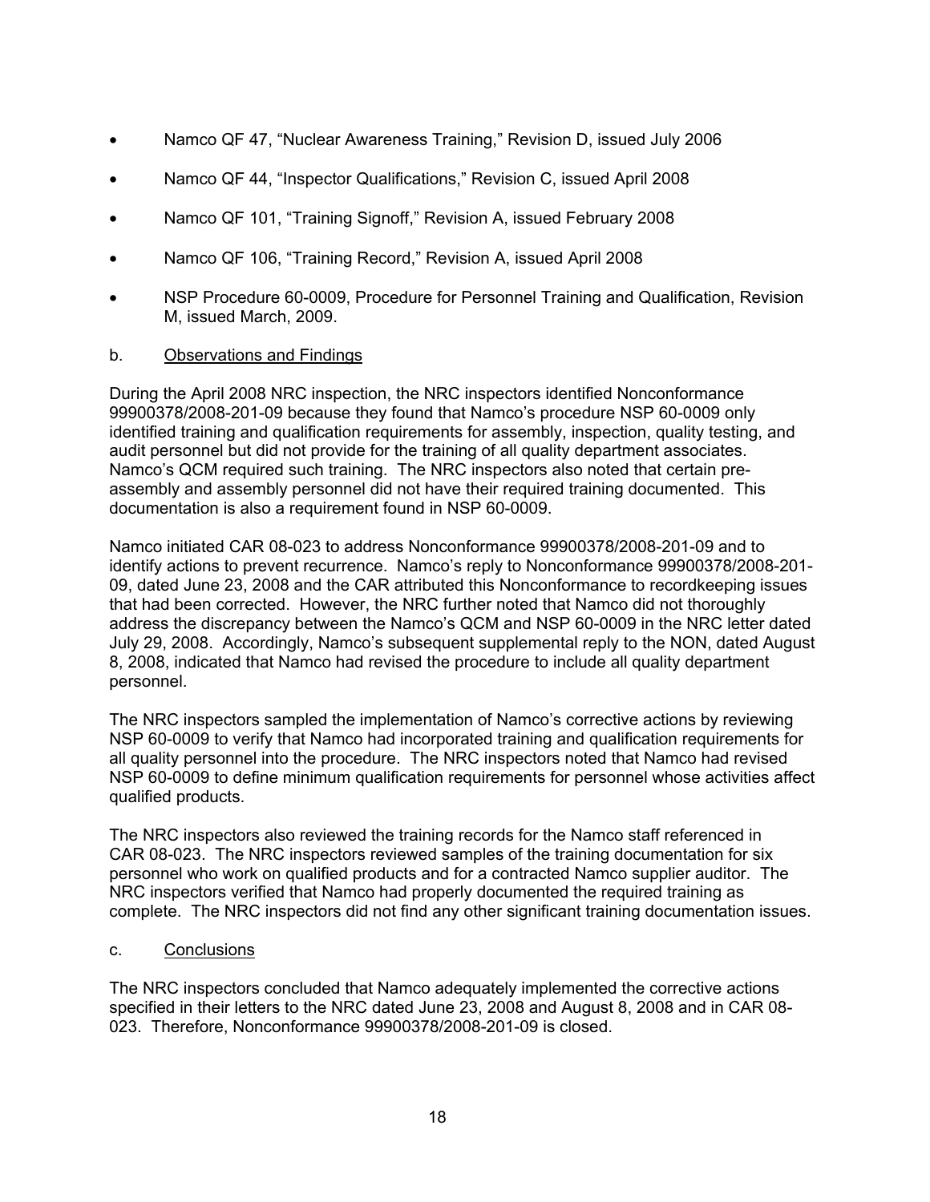- Namco QF 47, “Nuclear Awareness Training,” Revision D, issued July 2006
- Namco QF 44, “Inspector Qualifications,” Revision C, issued April 2008
- Namco QF 101, “Training Signoff,” Revision A, issued February 2008
- Namco QF 106, “Training Record,” Revision A, issued April 2008
- NSP Procedure 60-0009, Procedure for Personnel Training and Qualification, Revision M, issued March, 2009.

b. Observations and Findings

During the April 2008 NRC inspection, the NRC inspectors identified Nonconformance 99900378/2008-201-09 because they found that Namco's procedure NSP 60-0009 only identified training and qualification requirements for assembly, inspection, quality testing, and audit personnel but did not provide for the training of all quality department associates. Namco's QCM required such training. The NRC inspectors also noted that certain pre-assembly and assembly personnel did not have their required training documented. This documentation is also a requirement found in NSP 60-0009.

Namco initiated CAR 08-023 to address Nonconformance 99900378/2008-201-09 and to identify actions to prevent recurrence. Namco's reply to Nonconformance 99900378/2008-201-09, dated June 23, 2008 and the CAR attributed this Nonconformance to recordkeeping issues that had been corrected. However, the NRC further noted that Namco did not thoroughly address the discrepancy between the Namco's QCM and NSP 60-0009 in the NRC letter dated July 29, 2008. Accordingly, Namco's subsequent supplemental reply to the NON, dated August 8, 2008, indicated that Namco had revised the procedure to include all quality department personnel.

The NRC inspectors sampled the implementation of Namco's corrective actions by reviewing NSP 60-0009 to verify that Namco had incorporated training and qualification requirements for all quality personnel into the procedure. The NRC inspectors noted that Namco had revised NSP 60-0009 to define minimum qualification requirements for personnel whose activities affect qualified products.

The NRC inspectors also reviewed the training records for the Namco staff referenced in CAR 08-023. The NRC inspectors reviewed samples of the training documentation for six personnel who work on qualified products and for a contracted Namco supplier auditor. The NRC inspectors verified that Namco had properly documented the required training as complete. The NRC inspectors did not find any other significant training documentation issues.

c. Conclusions

The NRC inspectors concluded that Namco adequately implemented the corrective actions specified in their letters to the NRC dated June 23, 2008 and August 8, 2008 and in CAR 08-023. Therefore, Nonconformance 99900378/2008-201-09 is closed.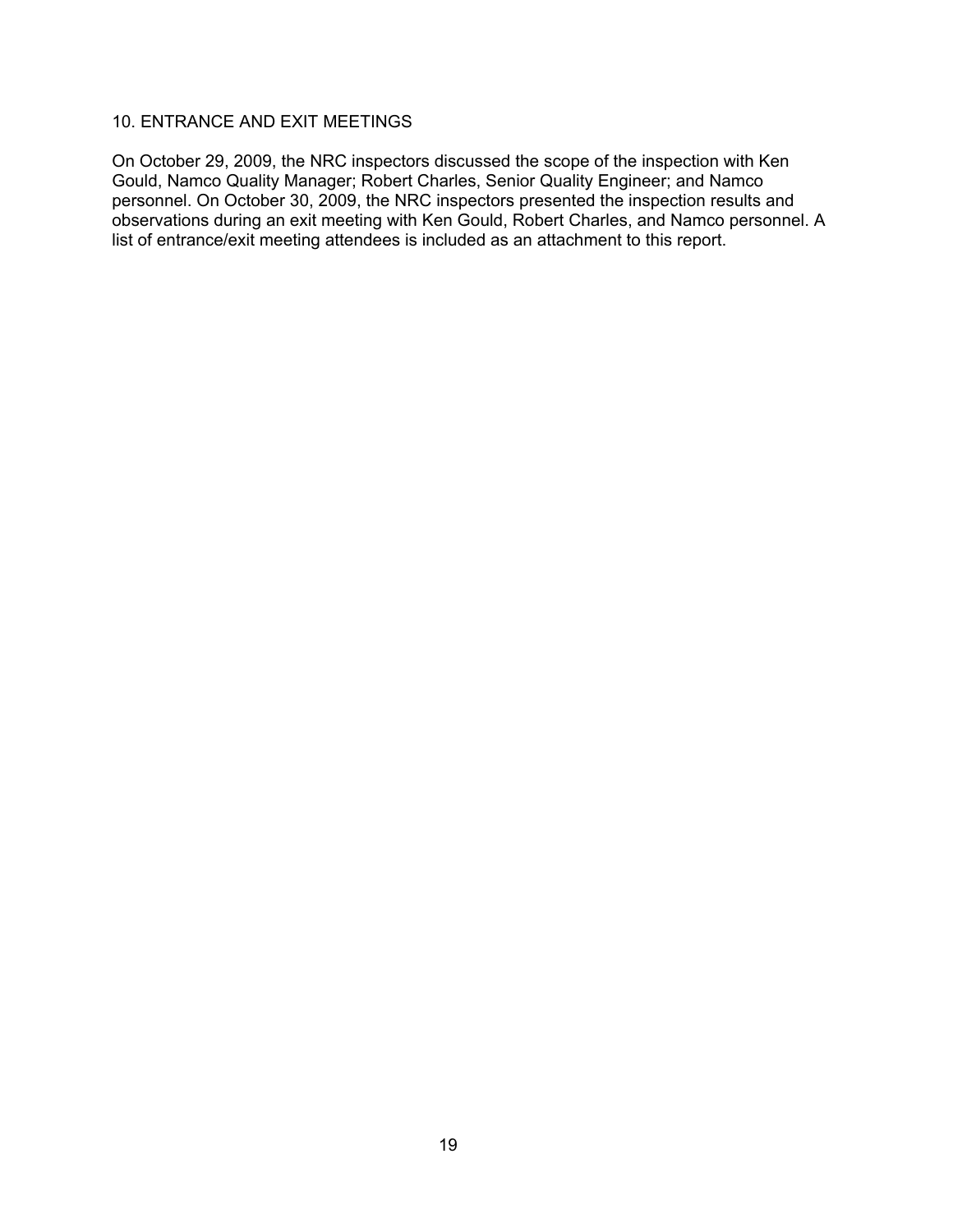## 10. ENTRANCE AND EXIT MEETINGS

On October 29, 2009, the NRC inspectors discussed the scope of the inspection with Ken Gould, Namco Quality Manager; Robert Charles, Senior Quality Engineer; and Namco personnel. On October 30, 2009, the NRC inspectors presented the inspection results and observations during an exit meeting with Ken Gould, Robert Charles, and Namco personnel. A list of entrance/exit meeting attendees is included as an attachment to this report.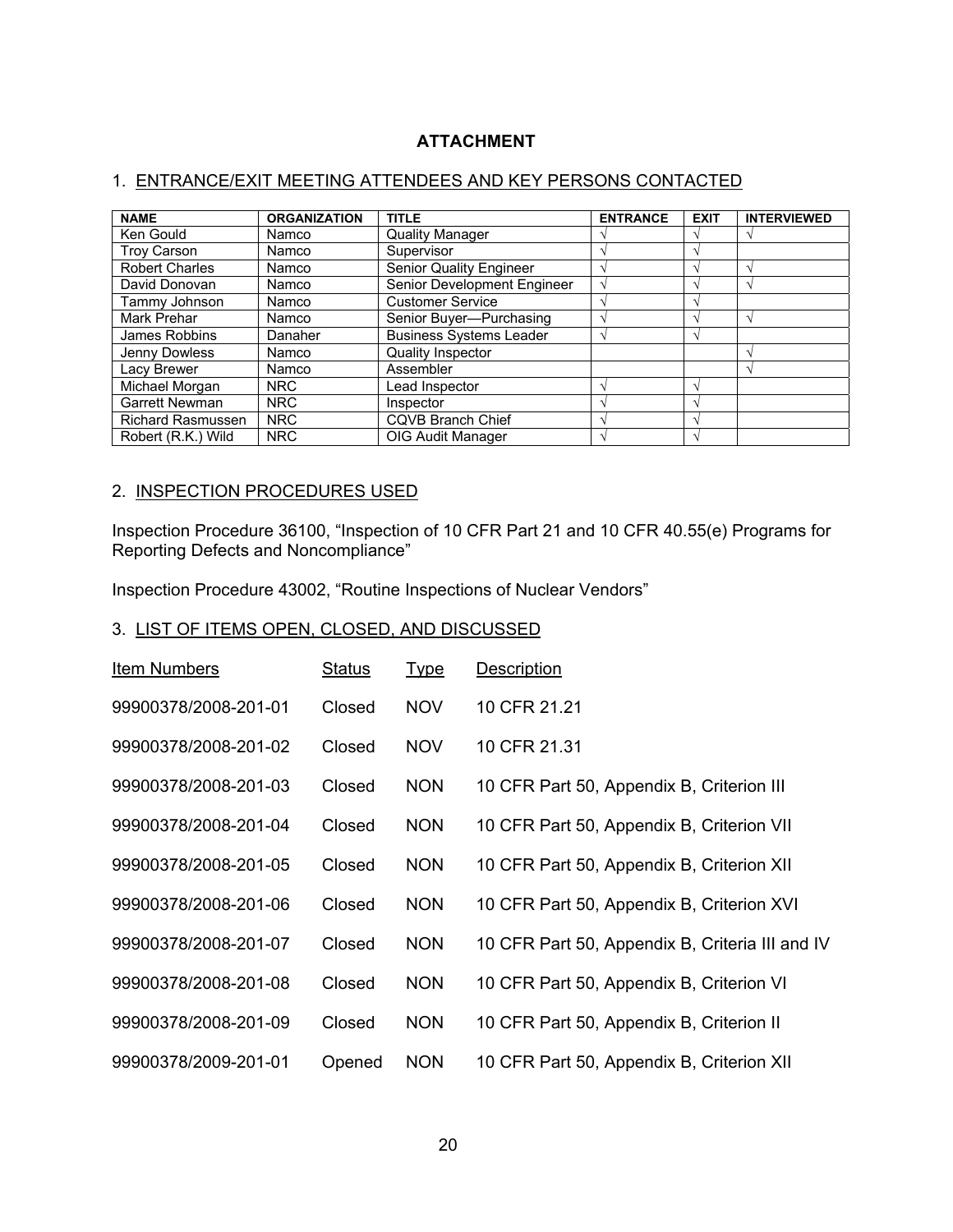# ATTACHMENT

## 1. ENTRANCE/EXIT MEETING ATTENDEES AND KEY PERSONS CONTACTED

| NAME | ORGANIZATION | TITLE | ENTRANCE | EXIT | INTERVIEWED |
|---|---|---|---|---|---|
| Ken Gould | Namco | Quality Manager | √ | √ | √ |
| Troy Carson | Namco | Supervisor | √ | √ | |
| Robert Charles | Namco | Senior Quality Engineer | √ | √ | √ |
| David Donovan | Namco | Senior Development Engineer | √ | √ | √ |
| Tammy Johnson | Namco | Customer Service | √ | √ | |
| Mark Prehar | Namco | Senior Buyer—Purchasing | √ | √ | √ |
| James Robbins | Danaher | Business Systems Leader | √ | √ | |
| Jenny Dowless | Namco | Quality Inspector | | | √ |
| Lacy Brewer | Namco | Assembler | | | √ |
| Michael Morgan | NRC | Lead Inspector | √ | √ | |
| Garrett Newman | NRC | Inspector | √ | √ | |
| Richard Rasmussen | NRC | CQVB Branch Chief | √ | √ | |
| Robert (R.K.) Wild | NRC | OIG Audit Manager | √ | √ | |

## 2. INSPECTION PROCEDURES USED

Inspection Procedure 36100, "Inspection of 10 CFR Part 21 and 10 CFR 40.55(e) Programs for Reporting Defects and Noncompliance"

Inspection Procedure 43002, "Routine Inspections of Nuclear Vendors"

## 3. LIST OF ITEMS OPEN, CLOSED, AND DISCUSSED

| Item Numbers | Status | Type | Description |
|---|---|---|---|
| 99900378/2008-201-01 | Closed | NOV | 10 CFR 21.21 |
| 99900378/2008-201-02 | Closed | NOV | 10 CFR 21.31 |
| 99900378/2008-201-03 | Closed | NON | 10 CFR Part 50, Appendix B, Criterion III |
| 99900378/2008-201-04 | Closed | NON | 10 CFR Part 50, Appendix B, Criterion VII |
| 99900378/2008-201-05 | Closed | NON | 10 CFR Part 50, Appendix B, Criterion XII |
| 99900378/2008-201-06 | Closed | NON | 10 CFR Part 50, Appendix B, Criterion XVI |
| 99900378/2008-201-07 | Closed | NON | 10 CFR Part 50, Appendix B, Criteria III and IV |
| 99900378/2008-201-08 | Closed | NON | 10 CFR Part 50, Appendix B, Criterion VI |
| 99900378/2008-201-09 | Closed | NON | 10 CFR Part 50, Appendix B, Criterion II |
| 99900378/2009-201-01 | Opened | NON | 10 CFR Part 50, Appendix B, Criterion XII |